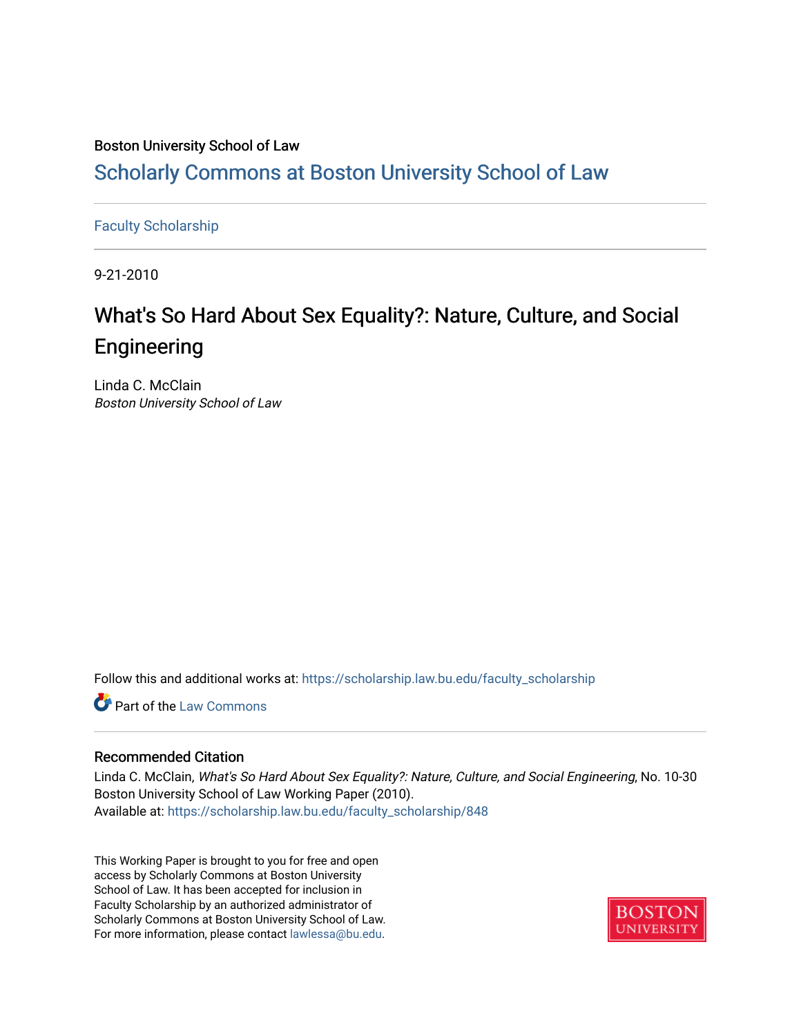Boston University School of Law

# Scholarly Commons at Boston University School of Law

Faculty Scholarship

9-21-2010

## What's So Hard About Sex Equality?: Nature, Culture, and Social Engineering

Linda C. McClain
*Boston University School of Law*

Follow this and additional works at: https://scholarship.law.bu.edu/faculty_scholarship

Part of the Law Commons

### Recommended Citation

Linda C. McClain, *What's So Hard About Sex Equality?: Nature, Culture, and Social Engineering*, No. 10-30 Boston University School of Law Working Paper (2010).
Available at: https://scholarship.law.bu.edu/faculty_scholarship/848

This Working Paper is brought to you for free and open access by Scholarly Commons at Boston University School of Law. It has been accepted for inclusion in Faculty Scholarship by an authorized administrator of Scholarly Commons at Boston University School of Law. For more information, please contact lawlessa@bu.edu.

BOSTON UNIVERSITY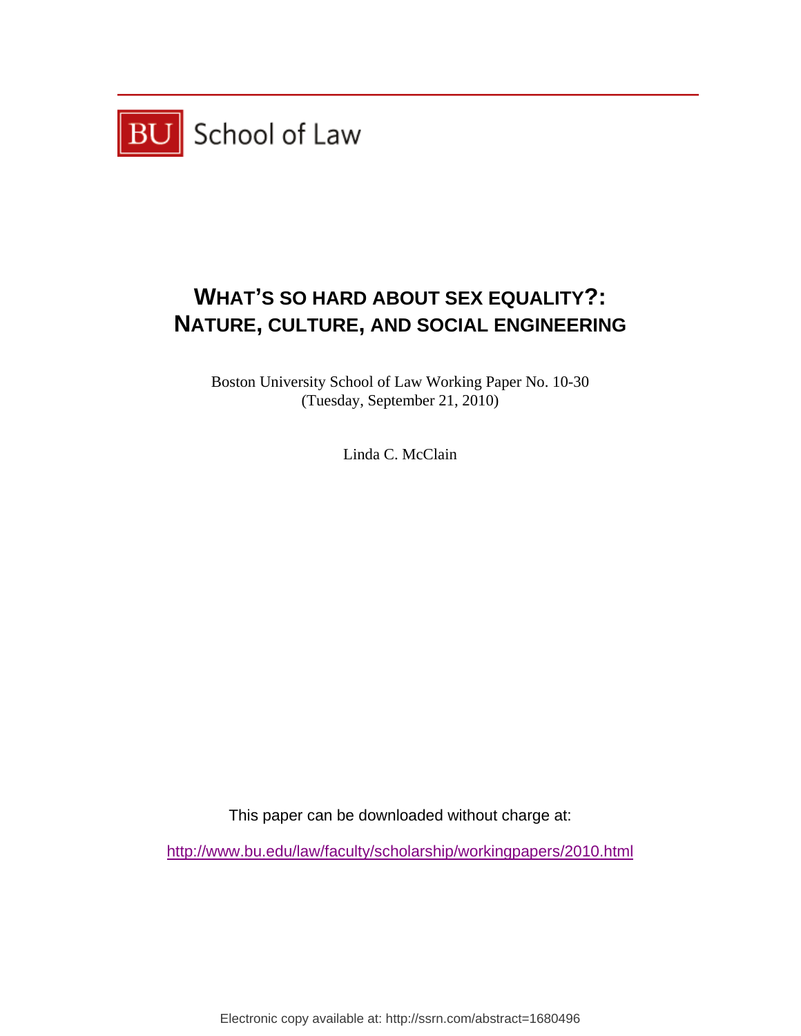BU School of Law

# WHAT'S SO HARD ABOUT SEX EQUALITY?: NATURE, CULTURE, AND SOCIAL ENGINEERING

Boston University School of Law Working Paper No. 10-30
(Tuesday, September 21, 2010)

Linda C. McClain

This paper can be downloaded without charge at:

http://www.bu.edu/law/faculty/scholarship/workingpapers/2010.html

Electronic copy available at: http://ssrn.com/abstract=1680496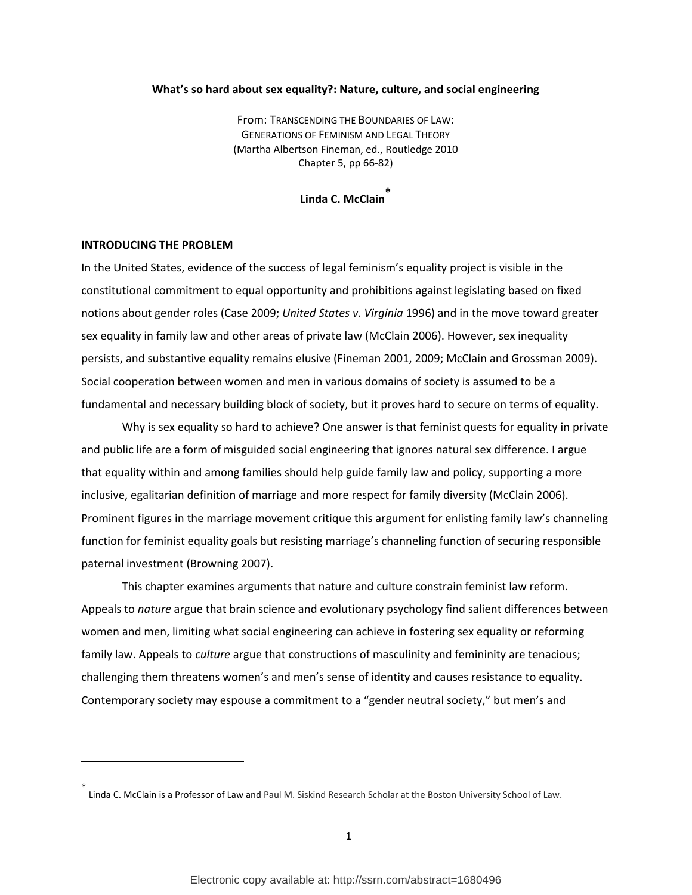**What's so hard about sex equality?: Nature, culture, and social engineering**

From: TRANSCENDING THE BOUNDARIES OF LAW:
GENERATIONS OF FEMINISM AND LEGAL THEORY
(Martha Albertson Fineman, ed., Routledge 2010
Chapter 5, pp 66-82)

**Linda C. McClain***

## INTRODUCING THE PROBLEM

In the United States, evidence of the success of legal feminism's equality project is visible in the constitutional commitment to equal opportunity and prohibitions against legislating based on fixed notions about gender roles (Case 2009; *United States v. Virginia* 1996) and in the move toward greater sex equality in family law and other areas of private law (McClain 2006). However, sex inequality persists, and substantive equality remains elusive (Fineman 2001, 2009; McClain and Grossman 2009). Social cooperation between women and men in various domains of society is assumed to be a fundamental and necessary building block of society, but it proves hard to secure on terms of equality.

Why is sex equality so hard to achieve? One answer is that feminist quests for equality in private and public life are a form of misguided social engineering that ignores natural sex difference. I argue that equality within and among families should help guide family law and policy, supporting a more inclusive, egalitarian definition of marriage and more respect for family diversity (McClain 2006). Prominent figures in the marriage movement critique this argument for enlisting family law's channeling function for feminist equality goals but resisting marriage's channeling function of securing responsible paternal investment (Browning 2007).

This chapter examines arguments that nature and culture constrain feminist law reform. Appeals to *nature* argue that brain science and evolutionary psychology find salient differences between women and men, limiting what social engineering can achieve in fostering sex equality or reforming family law. Appeals to *culture* argue that constructions of masculinity and femininity are tenacious; challenging them threatens women's and men's sense of identity and causes resistance to equality. Contemporary society may espouse a commitment to a "gender neutral society," but men's and

---

* Linda C. McClain is a Professor of Law and Paul M. Siskind Research Scholar at the Boston University School of Law.

Electronic copy available at: http://ssrn.com/abstract=1680496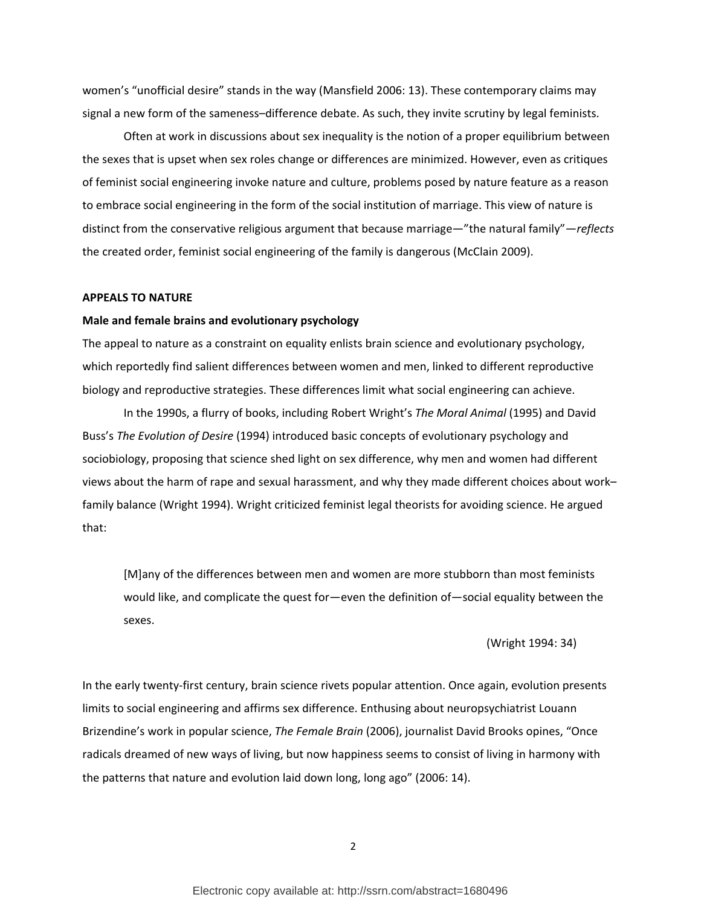women's "unofficial desire" stands in the way (Mansfield 2006: 13). These contemporary claims may signal a new form of the sameness–difference debate. As such, they invite scrutiny by legal feminists.

Often at work in discussions about sex inequality is the notion of a proper equilibrium between the sexes that is upset when sex roles change or differences are minimized. However, even as critiques of feminist social engineering invoke nature and culture, problems posed by nature feature as a reason to embrace social engineering in the form of the social institution of marriage. This view of nature is distinct from the conservative religious argument that because marriage—"the natural family"—*reflects* the created order, feminist social engineering of the family is dangerous (McClain 2009).

## APPEALS TO NATURE

### Male and female brains and evolutionary psychology

The appeal to nature as a constraint on equality enlists brain science and evolutionary psychology, which reportedly find salient differences between women and men, linked to different reproductive biology and reproductive strategies. These differences limit what social engineering can achieve.

In the 1990s, a flurry of books, including Robert Wright's *The Moral Animal* (1995) and David Buss's *The Evolution of Desire* (1994) introduced basic concepts of evolutionary psychology and sociobiology, proposing that science shed light on sex difference, why men and women had different views about the harm of rape and sexual harassment, and why they made different choices about work–family balance (Wright 1994). Wright criticized feminist legal theorists for avoiding science. He argued that:

> [M]any of the differences between men and women are more stubborn than most feminists would like, and complicate the quest for—even the definition of—social equality between the sexes.
>
> (Wright 1994: 34)

In the early twenty-first century, brain science rivets popular attention. Once again, evolution presents limits to social engineering and affirms sex difference. Enthusing about neuropsychiatrist Louann Brizendine's work in popular science, *The Female Brain* (2006), journalist David Brooks opines, "Once radicals dreamed of new ways of living, but now happiness seems to consist of living in harmony with the patterns that nature and evolution laid down long, long ago" (2006: 14).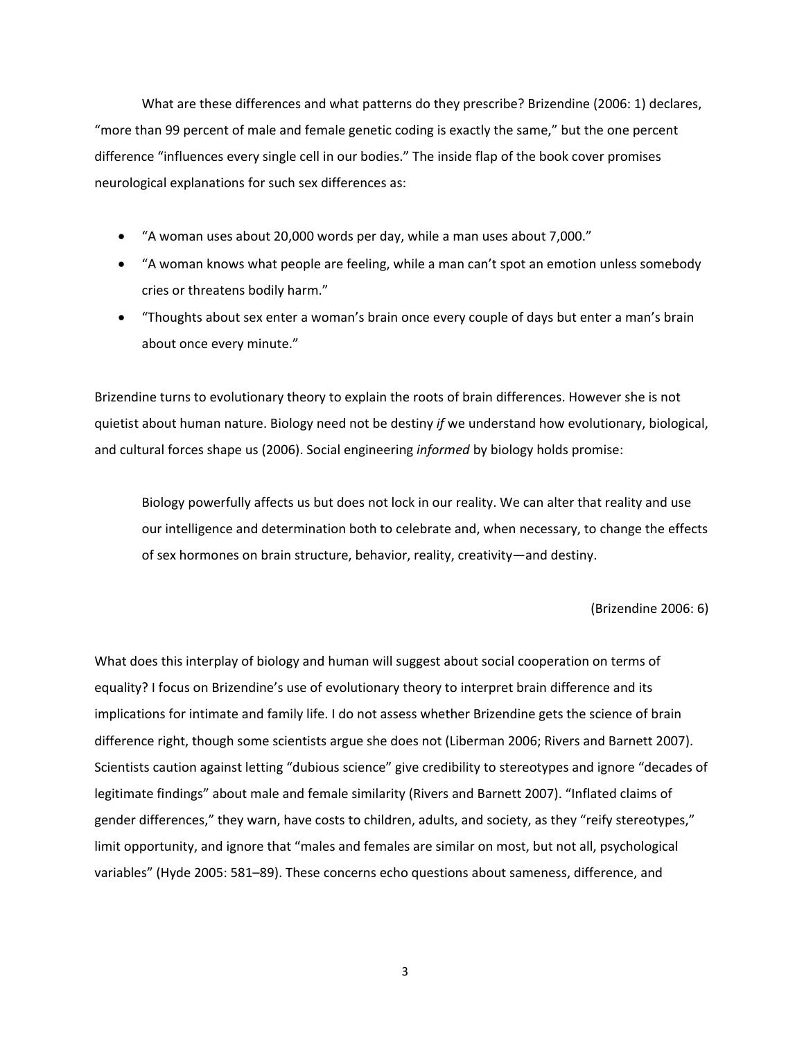What are these differences and what patterns do they prescribe? Brizendine (2006: 1) declares, "more than 99 percent of male and female genetic coding is exactly the same," but the one percent difference "influences every single cell in our bodies." The inside flap of the book cover promises neurological explanations for such sex differences as:

- "A woman uses about 20,000 words per day, while a man uses about 7,000."
- "A woman knows what people are feeling, while a man can't spot an emotion unless somebody cries or threatens bodily harm."
- "Thoughts about sex enter a woman's brain once every couple of days but enter a man's brain about once every minute."

Brizendine turns to evolutionary theory to explain the roots of brain differences. However she is not quietist about human nature. Biology need not be destiny *if* we understand how evolutionary, biological, and cultural forces shape us (2006). Social engineering *informed* by biology holds promise:

> Biology powerfully affects us but does not lock in our reality. We can alter that reality and use our intelligence and determination both to celebrate and, when necessary, to change the effects of sex hormones on brain structure, behavior, reality, creativity—and destiny.
>
> (Brizendine 2006: 6)

What does this interplay of biology and human will suggest about social cooperation on terms of equality? I focus on Brizendine's use of evolutionary theory to interpret brain difference and its implications for intimate and family life. I do not assess whether Brizendine gets the science of brain difference right, though some scientists argue she does not (Liberman 2006; Rivers and Barnett 2007). Scientists caution against letting "dubious science" give credibility to stereotypes and ignore "decades of legitimate findings" about male and female similarity (Rivers and Barnett 2007). "Inflated claims of gender differences," they warn, have costs to children, adults, and society, as they "reify stereotypes," limit opportunity, and ignore that "males and females are similar on most, but not all, psychological variables" (Hyde 2005: 581–89). These concerns echo questions about sameness, difference, and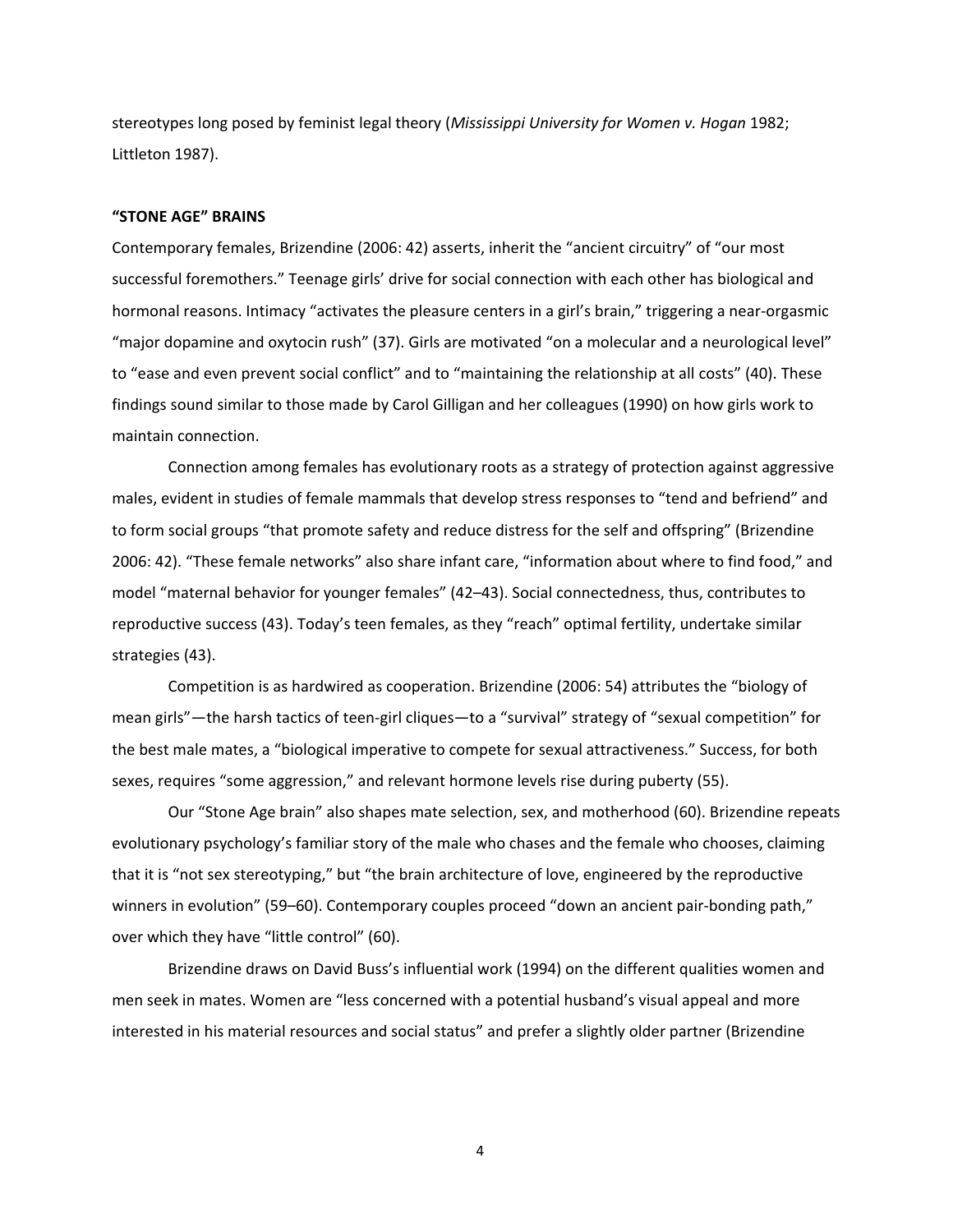stereotypes long posed by feminist legal theory (*Mississippi University for Women v. Hogan* 1982; Littleton 1987).

### "STONE AGE" BRAINS

Contemporary females, Brizendine (2006: 42) asserts, inherit the "ancient circuitry" of "our most successful foremothers." Teenage girls' drive for social connection with each other has biological and hormonal reasons. Intimacy "activates the pleasure centers in a girl's brain," triggering a near-orgasmic "major dopamine and oxytocin rush" (37). Girls are motivated "on a molecular and a neurological level" to "ease and even prevent social conflict" and to "maintaining the relationship at all costs" (40). These findings sound similar to those made by Carol Gilligan and her colleagues (1990) on how girls work to maintain connection.

Connection among females has evolutionary roots as a strategy of protection against aggressive males, evident in studies of female mammals that develop stress responses to "tend and befriend" and to form social groups "that promote safety and reduce distress for the self and offspring" (Brizendine 2006: 42). "These female networks" also share infant care, "information about where to find food," and model "maternal behavior for younger females" (42–43). Social connectedness, thus, contributes to reproductive success (43). Today's teen females, as they "reach" optimal fertility, undertake similar strategies (43).

Competition is as hardwired as cooperation. Brizendine (2006: 54) attributes the "biology of mean girls"—the harsh tactics of teen-girl cliques—to a "survival" strategy of "sexual competition" for the best male mates, a "biological imperative to compete for sexual attractiveness." Success, for both sexes, requires "some aggression," and relevant hormone levels rise during puberty (55).

Our "Stone Age brain" also shapes mate selection, sex, and motherhood (60). Brizendine repeats evolutionary psychology's familiar story of the male who chases and the female who chooses, claiming that it is "not sex stereotyping," but "the brain architecture of love, engineered by the reproductive winners in evolution" (59–60). Contemporary couples proceed "down an ancient pair-bonding path," over which they have "little control" (60).

Brizendine draws on David Buss's influential work (1994) on the different qualities women and men seek in mates. Women are "less concerned with a potential husband's visual appeal and more interested in his material resources and social status" and prefer a slightly older partner (Brizendine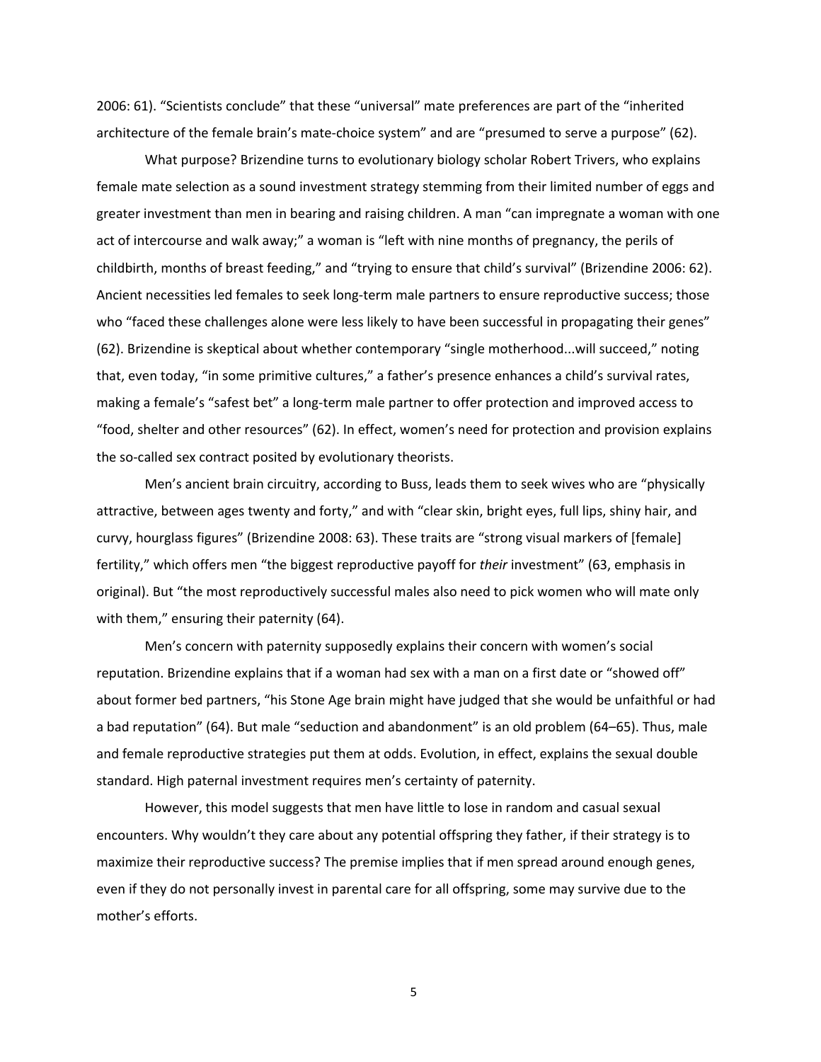2006: 61). "Scientists conclude" that these "universal" mate preferences are part of the "inherited architecture of the female brain's mate-choice system" and are "presumed to serve a purpose" (62).

What purpose? Brizendine turns to evolutionary biology scholar Robert Trivers, who explains female mate selection as a sound investment strategy stemming from their limited number of eggs and greater investment than men in bearing and raising children. A man "can impregnate a woman with one act of intercourse and walk away;" a woman is "left with nine months of pregnancy, the perils of childbirth, months of breast feeding," and "trying to ensure that child's survival" (Brizendine 2006: 62). Ancient necessities led females to seek long-term male partners to ensure reproductive success; those who "faced these challenges alone were less likely to have been successful in propagating their genes" (62). Brizendine is skeptical about whether contemporary "single motherhood...will succeed," noting that, even today, "in some primitive cultures," a father's presence enhances a child's survival rates, making a female's "safest bet" a long-term male partner to offer protection and improved access to "food, shelter and other resources" (62). In effect, women's need for protection and provision explains the so-called sex contract posited by evolutionary theorists.

Men's ancient brain circuitry, according to Buss, leads them to seek wives who are "physically attractive, between ages twenty and forty," and with "clear skin, bright eyes, full lips, shiny hair, and curvy, hourglass figures" (Brizendine 2008: 63). These traits are "strong visual markers of [female] fertility," which offers men "the biggest reproductive payoff for *their* investment" (63, emphasis in original). But "the most reproductively successful males also need to pick women who will mate only with them," ensuring their paternity (64).

Men's concern with paternity supposedly explains their concern with women's social reputation. Brizendine explains that if a woman had sex with a man on a first date or "showed off" about former bed partners, "his Stone Age brain might have judged that she would be unfaithful or had a bad reputation" (64). But male "seduction and abandonment" is an old problem (64–65). Thus, male and female reproductive strategies put them at odds. Evolution, in effect, explains the sexual double standard. High paternal investment requires men's certainty of paternity.

However, this model suggests that men have little to lose in random and casual sexual encounters. Why wouldn't they care about any potential offspring they father, if their strategy is to maximize their reproductive success? The premise implies that if men spread around enough genes, even if they do not personally invest in parental care for all offspring, some may survive due to the mother's efforts.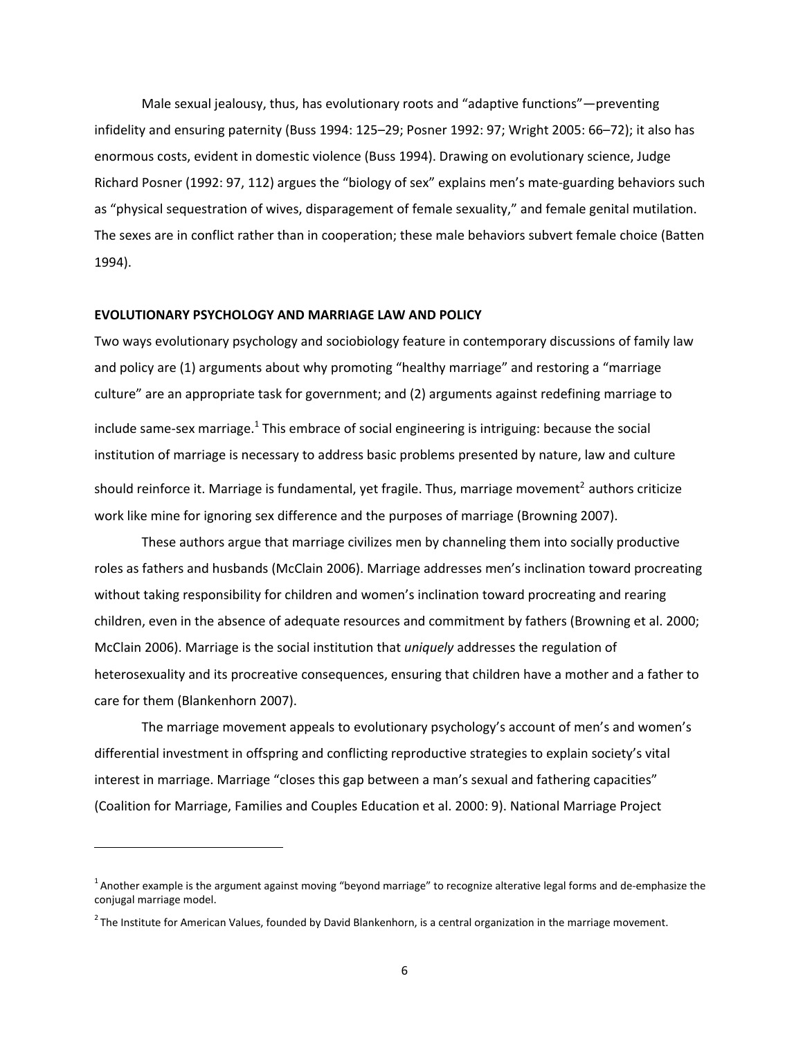Male sexual jealousy, thus, has evolutionary roots and "adaptive functions"—preventing infidelity and ensuring paternity (Buss 1994: 125–29; Posner 1992: 97; Wright 2005: 66–72); it also has enormous costs, evident in domestic violence (Buss 1994). Drawing on evolutionary science, Judge Richard Posner (1992: 97, 112) argues the "biology of sex" explains men's mate-guarding behaviors such as "physical sequestration of wives, disparagement of female sexuality," and female genital mutilation. The sexes are in conflict rather than in cooperation; these male behaviors subvert female choice (Batten 1994).

**EVOLUTIONARY PSYCHOLOGY AND MARRIAGE LAW AND POLICY**

Two ways evolutionary psychology and sociobiology feature in contemporary discussions of family law and policy are (1) arguments about why promoting "healthy marriage" and restoring a "marriage culture" are an appropriate task for government; and (2) arguments against redefining marriage to include same-sex marriage.[1] This embrace of social engineering is intriguing: because the social institution of marriage is necessary to address basic problems presented by nature, law and culture should reinforce it. Marriage is fundamental, yet fragile. Thus, marriage movement[2] authors criticize work like mine for ignoring sex difference and the purposes of marriage (Browning 2007).

These authors argue that marriage civilizes men by channeling them into socially productive roles as fathers and husbands (McClain 2006). Marriage addresses men's inclination toward procreating without taking responsibility for children and women's inclination toward procreating and rearing children, even in the absence of adequate resources and commitment by fathers (Browning et al. 2000; McClain 2006). Marriage is the social institution that *uniquely* addresses the regulation of heterosexuality and its procreative consequences, ensuring that children have a mother and a father to care for them (Blankenhorn 2007).

The marriage movement appeals to evolutionary psychology's account of men's and women's differential investment in offspring and conflicting reproductive strategies to explain society's vital interest in marriage. Marriage "closes this gap between a man's sexual and fathering capacities" (Coalition for Marriage, Families and Couples Education et al. 2000: 9). National Marriage Project

---

[1] Another example is the argument against moving "beyond marriage" to recognize alterative legal forms and de-emphasize the conjugal marriage model.

[2] The Institute for American Values, founded by David Blankenhorn, is a central organization in the marriage movement.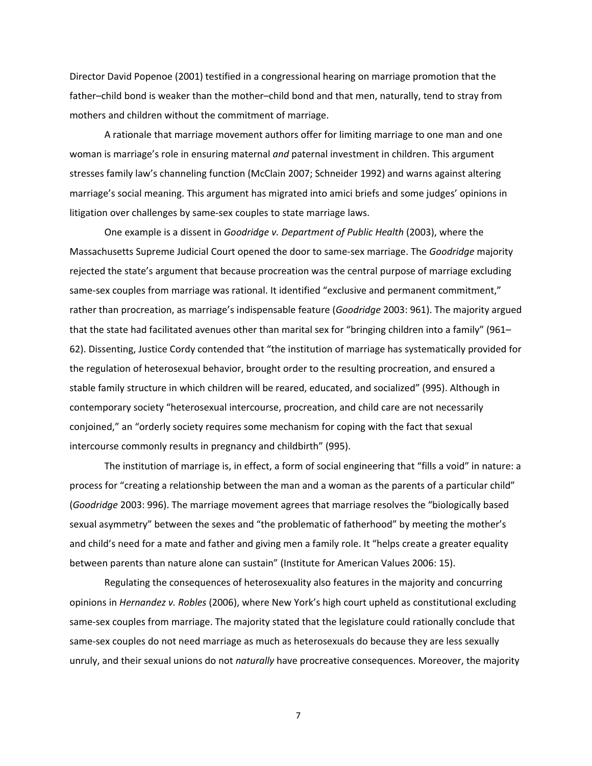Director David Popenoe (2001) testified in a congressional hearing on marriage promotion that the father–child bond is weaker than the mother–child bond and that men, naturally, tend to stray from mothers and children without the commitment of marriage.

A rationale that marriage movement authors offer for limiting marriage to one man and one woman is marriage's role in ensuring maternal *and* paternal investment in children. This argument stresses family law's channeling function (McClain 2007; Schneider 1992) and warns against altering marriage's social meaning. This argument has migrated into amici briefs and some judges' opinions in litigation over challenges by same-sex couples to state marriage laws.

One example is a dissent in *Goodridge v. Department of Public Health* (2003), where the Massachusetts Supreme Judicial Court opened the door to same-sex marriage. The *Goodridge* majority rejected the state's argument that because procreation was the central purpose of marriage excluding same-sex couples from marriage was rational. It identified "exclusive and permanent commitment," rather than procreation, as marriage's indispensable feature (*Goodridge* 2003: 961). The majority argued that the state had facilitated avenues other than marital sex for "bringing children into a family" (961–62). Dissenting, Justice Cordy contended that "the institution of marriage has systematically provided for the regulation of heterosexual behavior, brought order to the resulting procreation, and ensured a stable family structure in which children will be reared, educated, and socialized" (995). Although in contemporary society "heterosexual intercourse, procreation, and child care are not necessarily conjoined," an "orderly society requires some mechanism for coping with the fact that sexual intercourse commonly results in pregnancy and childbirth" (995).

The institution of marriage is, in effect, a form of social engineering that "fills a void" in nature: a process for "creating a relationship between the man and a woman as the parents of a particular child" (*Goodridge* 2003: 996). The marriage movement agrees that marriage resolves the "biologically based sexual asymmetry" between the sexes and "the problematic of fatherhood" by meeting the mother's and child's need for a mate and father and giving men a family role. It "helps create a greater equality between parents than nature alone can sustain" (Institute for American Values 2006: 15).

Regulating the consequences of heterosexuality also features in the majority and concurring opinions in *Hernandez v. Robles* (2006), where New York's high court upheld as constitutional excluding same-sex couples from marriage. The majority stated that the legislature could rationally conclude that same-sex couples do not need marriage as much as heterosexuals do because they are less sexually unruly, and their sexual unions do not *naturally* have procreative consequences. Moreover, the majority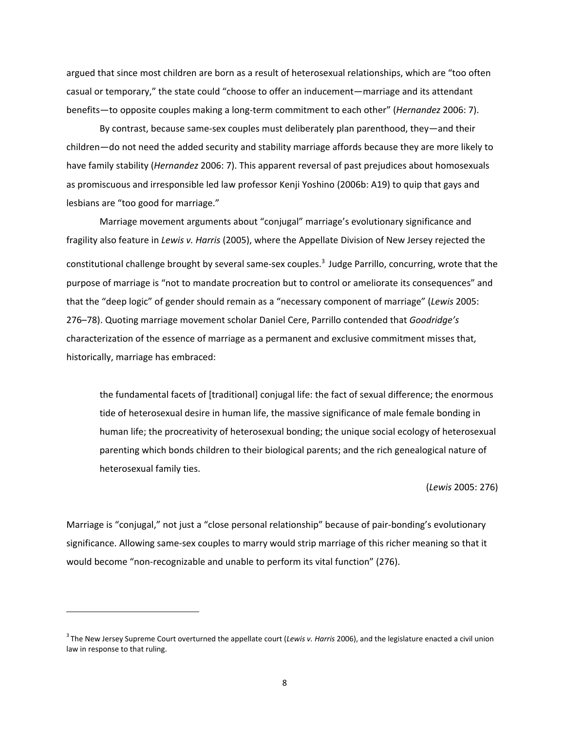argued that since most children are born as a result of heterosexual relationships, which are "too often casual or temporary," the state could "choose to offer an inducement—marriage and its attendant benefits—to opposite couples making a long-term commitment to each other" (*Hernandez* 2006: 7).

By contrast, because same-sex couples must deliberately plan parenthood, they—and their children—do not need the added security and stability marriage affords because they are more likely to have family stability (*Hernandez* 2006: 7). This apparent reversal of past prejudices about homosexuals as promiscuous and irresponsible led law professor Kenji Yoshino (2006b: A19) to quip that gays and lesbians are "too good for marriage."

Marriage movement arguments about "conjugal" marriage's evolutionary significance and fragility also feature in *Lewis v. Harris* (2005), where the Appellate Division of New Jersey rejected the constitutional challenge brought by several same-sex couples.[3] Judge Parrillo, concurring, wrote that the purpose of marriage is "not to mandate procreation but to control or ameliorate its consequences" and that the "deep logic" of gender should remain as a "necessary component of marriage" (*Lewis* 2005: 276–78). Quoting marriage movement scholar Daniel Cere, Parrillo contended that *Goodridge's* characterization of the essence of marriage as a permanent and exclusive commitment misses that, historically, marriage has embraced:

> the fundamental facets of [traditional] conjugal life: the fact of sexual difference; the enormous tide of heterosexual desire in human life, the massive significance of male female bonding in human life; the procreativity of heterosexual bonding; the unique social ecology of heterosexual parenting which bonds children to their biological parents; and the rich genealogical nature of heterosexual family ties.
>
> (*Lewis* 2005: 276)

Marriage is "conjugal," not just a "close personal relationship" because of pair-bonding's evolutionary significance. Allowing same-sex couples to marry would strip marriage of this richer meaning so that it would become "non-recognizable and unable to perform its vital function" (276).

---

[3] The New Jersey Supreme Court overturned the appellate court (*Lewis v. Harris* 2006), and the legislature enacted a civil union law in response to that ruling.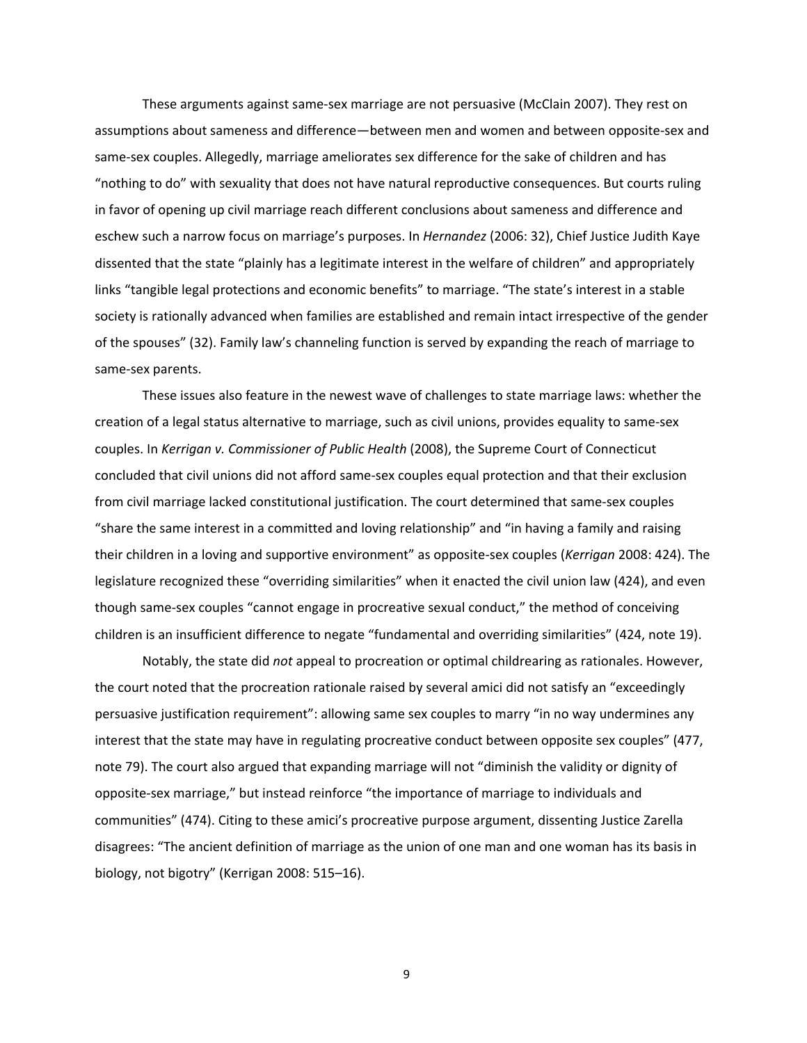These arguments against same-sex marriage are not persuasive (McClain 2007). They rest on assumptions about sameness and difference—between men and women and between opposite-sex and same-sex couples. Allegedly, marriage ameliorates sex difference for the sake of children and has "nothing to do" with sexuality that does not have natural reproductive consequences. But courts ruling in favor of opening up civil marriage reach different conclusions about sameness and difference and eschew such a narrow focus on marriage's purposes. In *Hernandez* (2006: 32), Chief Justice Judith Kaye dissented that the state "plainly has a legitimate interest in the welfare of children" and appropriately links "tangible legal protections and economic benefits" to marriage. "The state's interest in a stable society is rationally advanced when families are established and remain intact irrespective of the gender of the spouses" (32). Family law's channeling function is served by expanding the reach of marriage to same-sex parents.

These issues also feature in the newest wave of challenges to state marriage laws: whether the creation of a legal status alternative to marriage, such as civil unions, provides equality to same-sex couples. In *Kerrigan v. Commissioner of Public Health* (2008), the Supreme Court of Connecticut concluded that civil unions did not afford same-sex couples equal protection and that their exclusion from civil marriage lacked constitutional justification. The court determined that same-sex couples "share the same interest in a committed and loving relationship" and "in having a family and raising their children in a loving and supportive environment" as opposite-sex couples (*Kerrigan* 2008: 424). The legislature recognized these "overriding similarities" when it enacted the civil union law (424), and even though same-sex couples "cannot engage in procreative sexual conduct," the method of conceiving children is an insufficient difference to negate "fundamental and overriding similarities" (424, note 19).

Notably, the state did *not* appeal to procreation or optimal childrearing as rationales. However, the court noted that the procreation rationale raised by several amici did not satisfy an "exceedingly persuasive justification requirement": allowing same sex couples to marry "in no way undermines any interest that the state may have in regulating procreative conduct between opposite sex couples" (477, note 79). The court also argued that expanding marriage will not "diminish the validity or dignity of opposite-sex marriage," but instead reinforce "the importance of marriage to individuals and communities" (474). Citing to these amici's procreative purpose argument, dissenting Justice Zarella disagrees: "The ancient definition of marriage as the union of one man and one woman has its basis in biology, not bigotry" (Kerrigan 2008: 515–16).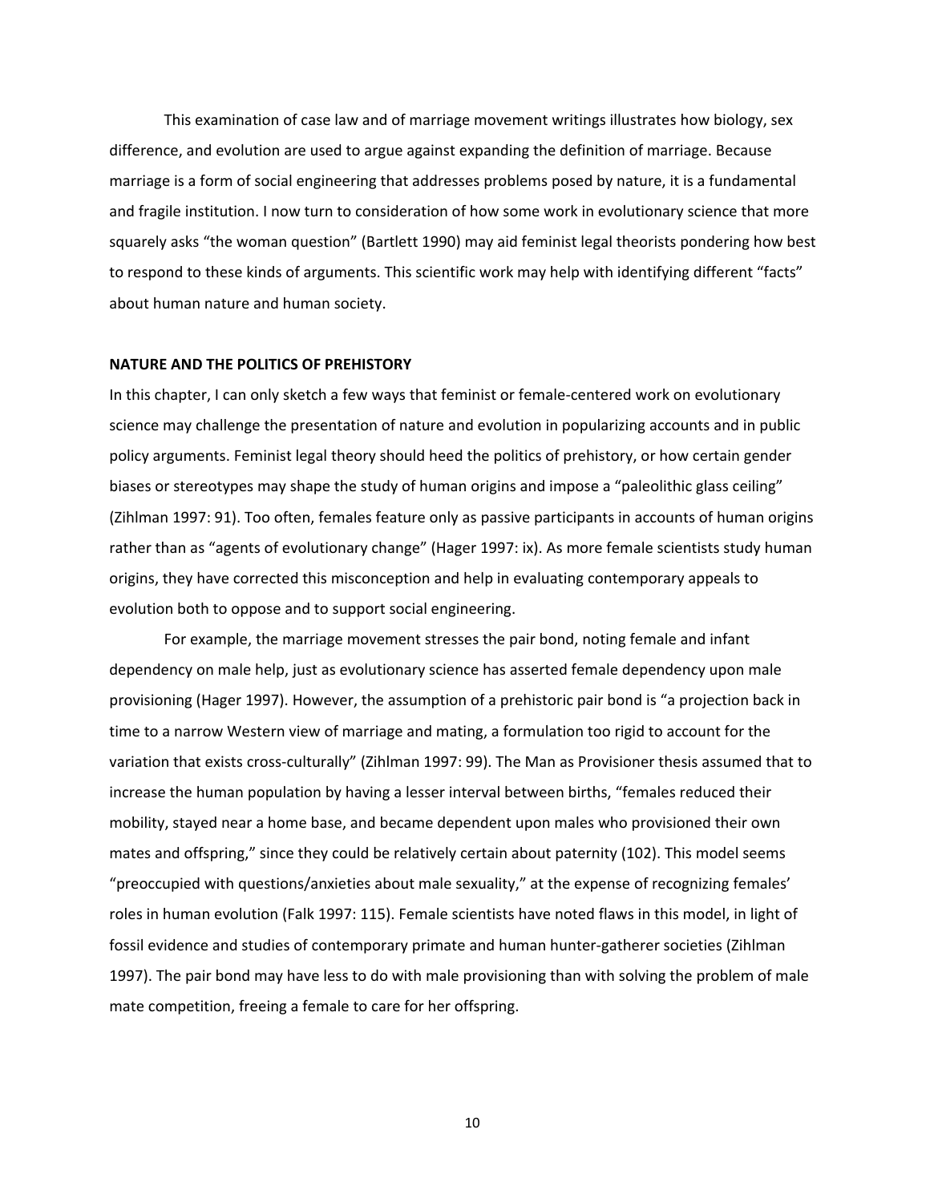This examination of case law and of marriage movement writings illustrates how biology, sex difference, and evolution are used to argue against expanding the definition of marriage. Because marriage is a form of social engineering that addresses problems posed by nature, it is a fundamental and fragile institution. I now turn to consideration of how some work in evolutionary science that more squarely asks "the woman question" (Bartlett 1990) may aid feminist legal theorists pondering how best to respond to these kinds of arguments. This scientific work may help with identifying different "facts" about human nature and human society.

## NATURE AND THE POLITICS OF PREHISTORY

In this chapter, I can only sketch a few ways that feminist or female-centered work on evolutionary science may challenge the presentation of nature and evolution in popularizing accounts and in public policy arguments. Feminist legal theory should heed the politics of prehistory, or how certain gender biases or stereotypes may shape the study of human origins and impose a "paleolithic glass ceiling" (Zihlman 1997: 91). Too often, females feature only as passive participants in accounts of human origins rather than as "agents of evolutionary change" (Hager 1997: ix). As more female scientists study human origins, they have corrected this misconception and help in evaluating contemporary appeals to evolution both to oppose and to support social engineering.

For example, the marriage movement stresses the pair bond, noting female and infant dependency on male help, just as evolutionary science has asserted female dependency upon male provisioning (Hager 1997). However, the assumption of a prehistoric pair bond is "a projection back in time to a narrow Western view of marriage and mating, a formulation too rigid to account for the variation that exists cross-culturally" (Zihlman 1997: 99). The Man as Provisioner thesis assumed that to increase the human population by having a lesser interval between births, "females reduced their mobility, stayed near a home base, and became dependent upon males who provisioned their own mates and offspring," since they could be relatively certain about paternity (102). This model seems "preoccupied with questions/anxieties about male sexuality," at the expense of recognizing females' roles in human evolution (Falk 1997: 115). Female scientists have noted flaws in this model, in light of fossil evidence and studies of contemporary primate and human hunter-gatherer societies (Zihlman 1997). The pair bond may have less to do with male provisioning than with solving the problem of male mate competition, freeing a female to care for her offspring.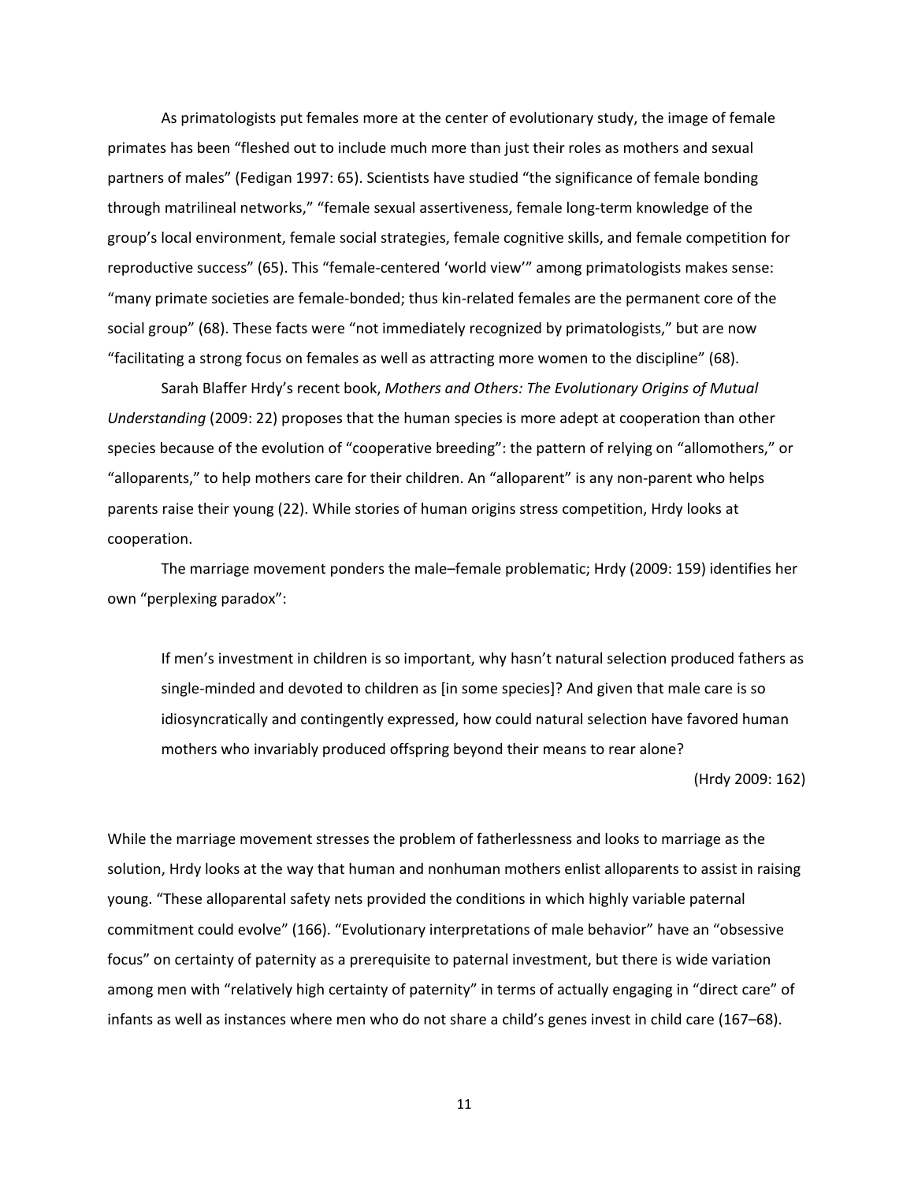As primatologists put females more at the center of evolutionary study, the image of female primates has been "fleshed out to include much more than just their roles as mothers and sexual partners of males" (Fedigan 1997: 65). Scientists have studied "the significance of female bonding through matrilineal networks," "female sexual assertiveness, female long-term knowledge of the group's local environment, female social strategies, female cognitive skills, and female competition for reproductive success" (65). This "female-centered 'world view'" among primatologists makes sense: "many primate societies are female-bonded; thus kin-related females are the permanent core of the social group" (68). These facts were "not immediately recognized by primatologists," but are now "facilitating a strong focus on females as well as attracting more women to the discipline" (68).

Sarah Blaffer Hrdy's recent book, *Mothers and Others: The Evolutionary Origins of Mutual Understanding* (2009: 22) proposes that the human species is more adept at cooperation than other species because of the evolution of "cooperative breeding": the pattern of relying on "allomothers," or "alloparents," to help mothers care for their children. An "alloparent" is any non-parent who helps parents raise their young (22). While stories of human origins stress competition, Hrdy looks at cooperation.

The marriage movement ponders the male–female problematic; Hrdy (2009: 159) identifies her own "perplexing paradox":

> If men's investment in children is so important, why hasn't natural selection produced fathers as single-minded and devoted to children as [in some species]? And given that male care is so idiosyncratically and contingently expressed, how could natural selection have favored human mothers who invariably produced offspring beyond their means to rear alone?
>
> (Hrdy 2009: 162)

While the marriage movement stresses the problem of fatherlessness and looks to marriage as the solution, Hrdy looks at the way that human and nonhuman mothers enlist alloparents to assist in raising young. "These alloparental safety nets provided the conditions in which highly variable paternal commitment could evolve" (166). "Evolutionary interpretations of male behavior" have an "obsessive focus" on certainty of paternity as a prerequisite to paternal investment, but there is wide variation among men with "relatively high certainty of paternity" in terms of actually engaging in "direct care" of infants as well as instances where men who do not share a child's genes invest in child care (167–68).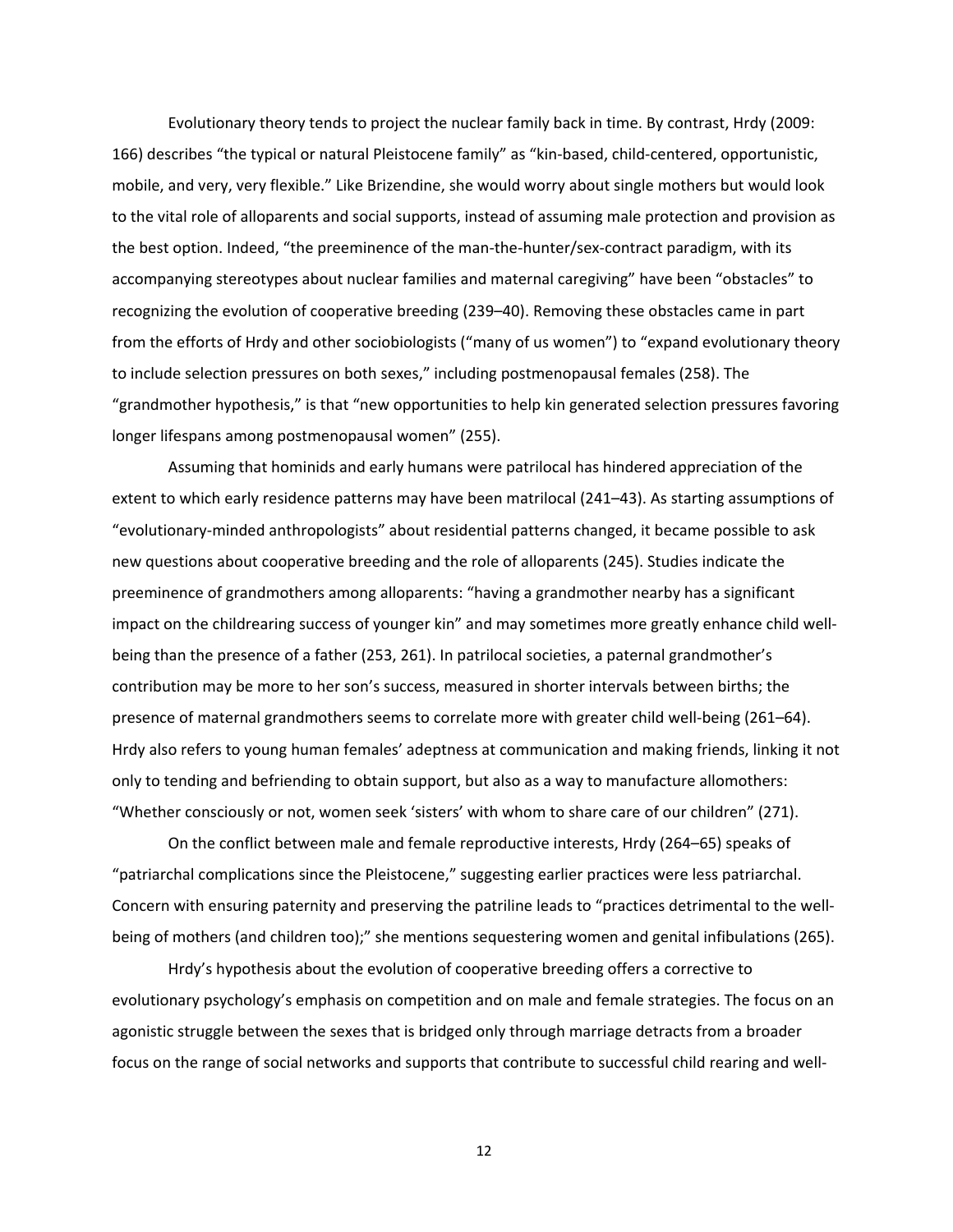Evolutionary theory tends to project the nuclear family back in time. By contrast, Hrdy (2009: 166) describes "the typical or natural Pleistocene family" as "kin-based, child-centered, opportunistic, mobile, and very, very flexible." Like Brizendine, she would worry about single mothers but would look to the vital role of alloparents and social supports, instead of assuming male protection and provision as the best option. Indeed, "the preeminence of the man-the-hunter/sex-contract paradigm, with its accompanying stereotypes about nuclear families and maternal caregiving" have been "obstacles" to recognizing the evolution of cooperative breeding (239–40). Removing these obstacles came in part from the efforts of Hrdy and other sociobiologists ("many of us women") to "expand evolutionary theory to include selection pressures on both sexes," including postmenopausal females (258). The "grandmother hypothesis," is that "new opportunities to help kin generated selection pressures favoring longer lifespans among postmenopausal women" (255).

Assuming that hominids and early humans were patrilocal has hindered appreciation of the extent to which early residence patterns may have been matrilocal (241–43). As starting assumptions of "evolutionary-minded anthropologists" about residential patterns changed, it became possible to ask new questions about cooperative breeding and the role of alloparents (245). Studies indicate the preeminence of grandmothers among alloparents: "having a grandmother nearby has a significant impact on the childrearing success of younger kin" and may sometimes more greatly enhance child well-being than the presence of a father (253, 261). In patrilocal societies, a paternal grandmother's contribution may be more to her son's success, measured in shorter intervals between births; the presence of maternal grandmothers seems to correlate more with greater child well-being (261–64). Hrdy also refers to young human females' adeptness at communication and making friends, linking it not only to tending and befriending to obtain support, but also as a way to manufacture allomothers: "Whether consciously or not, women seek 'sisters' with whom to share care of our children" (271).

On the conflict between male and female reproductive interests, Hrdy (264–65) speaks of "patriarchal complications since the Pleistocene," suggesting earlier practices were less patriarchal. Concern with ensuring paternity and preserving the patriline leads to "practices detrimental to the well-being of mothers (and children too);" she mentions sequestering women and genital infibulations (265).

Hrdy's hypothesis about the evolution of cooperative breeding offers a corrective to evolutionary psychology's emphasis on competition and on male and female strategies. The focus on an agonistic struggle between the sexes that is bridged only through marriage detracts from a broader focus on the range of social networks and supports that contribute to successful child rearing and well-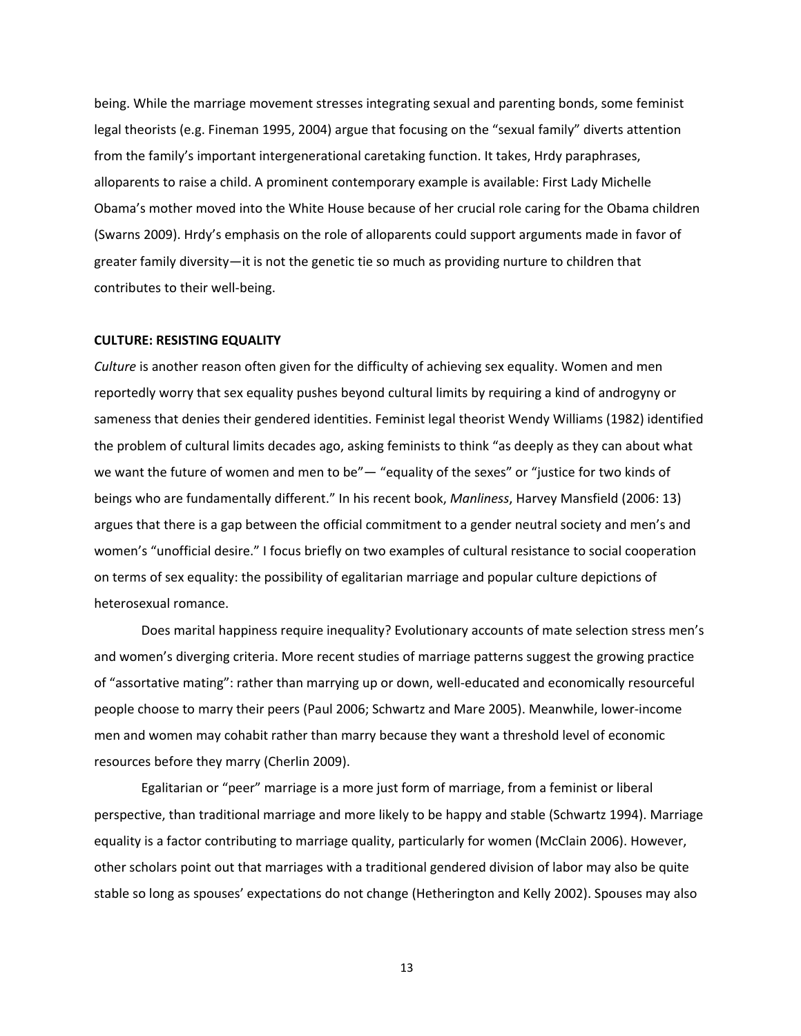being. While the marriage movement stresses integrating sexual and parenting bonds, some feminist legal theorists (e.g. Fineman 1995, 2004) argue that focusing on the "sexual family" diverts attention from the family's important intergenerational caretaking function. It takes, Hrdy paraphrases, alloparents to raise a child. A prominent contemporary example is available: First Lady Michelle Obama's mother moved into the White House because of her crucial role caring for the Obama children (Swarns 2009). Hrdy's emphasis on the role of alloparents could support arguments made in favor of greater family diversity—it is not the genetic tie so much as providing nurture to children that contributes to their well-being.

**CULTURE: RESISTING EQUALITY**

*Culture* is another reason often given for the difficulty of achieving sex equality. Women and men reportedly worry that sex equality pushes beyond cultural limits by requiring a kind of androgyny or sameness that denies their gendered identities. Feminist legal theorist Wendy Williams (1982) identified the problem of cultural limits decades ago, asking feminists to think "as deeply as they can about what we want the future of women and men to be"— "equality of the sexes" or "justice for two kinds of beings who are fundamentally different." In his recent book, *Manliness*, Harvey Mansfield (2006: 13) argues that there is a gap between the official commitment to a gender neutral society and men's and women's "unofficial desire." I focus briefly on two examples of cultural resistance to social cooperation on terms of sex equality: the possibility of egalitarian marriage and popular culture depictions of heterosexual romance.

Does marital happiness require inequality? Evolutionary accounts of mate selection stress men's and women's diverging criteria. More recent studies of marriage patterns suggest the growing practice of "assortative mating": rather than marrying up or down, well-educated and economically resourceful people choose to marry their peers (Paul 2006; Schwartz and Mare 2005). Meanwhile, lower-income men and women may cohabit rather than marry because they want a threshold level of economic resources before they marry (Cherlin 2009).

Egalitarian or "peer" marriage is a more just form of marriage, from a feminist or liberal perspective, than traditional marriage and more likely to be happy and stable (Schwartz 1994). Marriage equality is a factor contributing to marriage quality, particularly for women (McClain 2006). However, other scholars point out that marriages with a traditional gendered division of labor may also be quite stable so long as spouses' expectations do not change (Hetherington and Kelly 2002). Spouses may also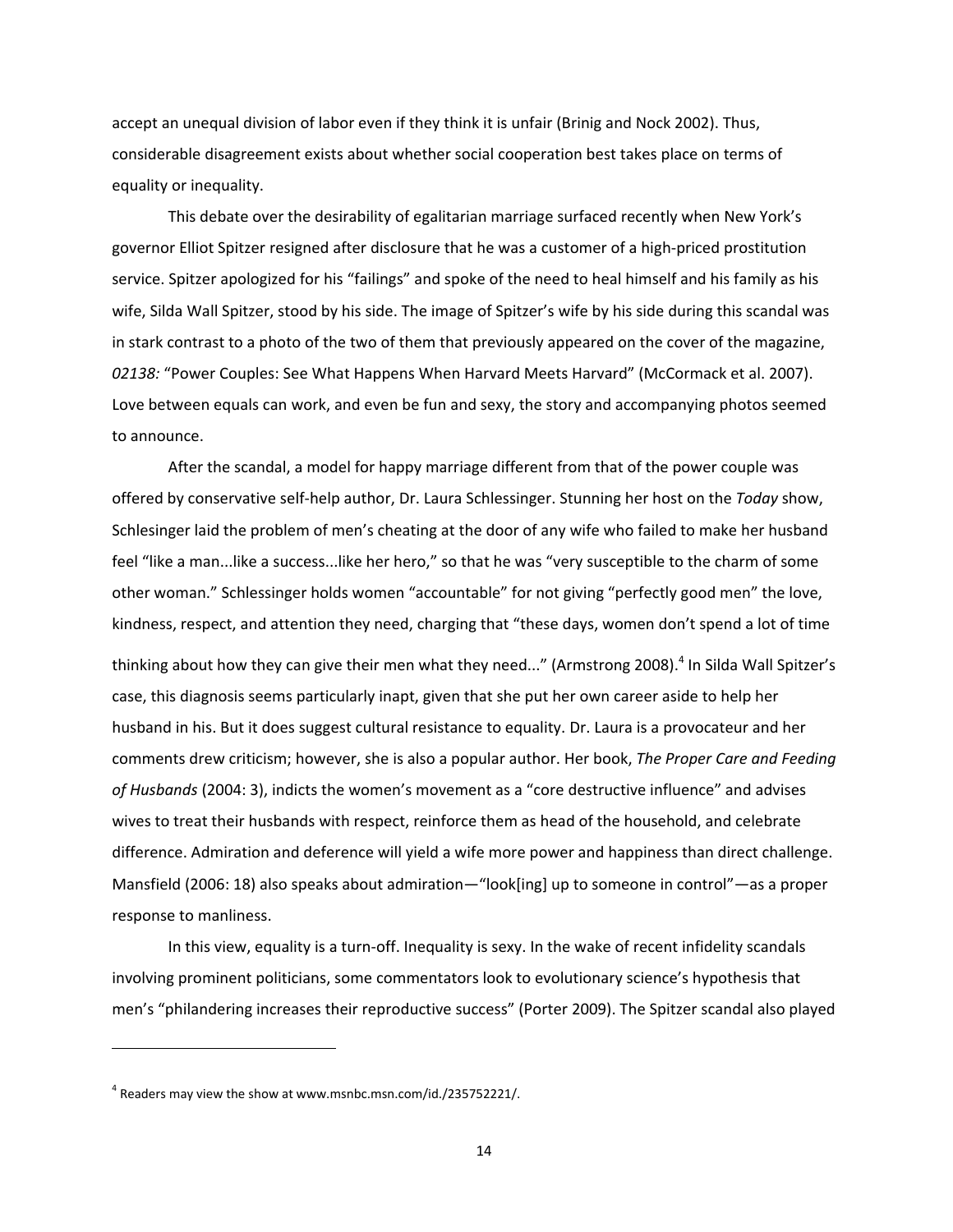accept an unequal division of labor even if they think it is unfair (Brinig and Nock 2002). Thus, considerable disagreement exists about whether social cooperation best takes place on terms of equality or inequality.

This debate over the desirability of egalitarian marriage surfaced recently when New York's governor Elliot Spitzer resigned after disclosure that he was a customer of a high-priced prostitution service. Spitzer apologized for his "failings" and spoke of the need to heal himself and his family as his wife, Silda Wall Spitzer, stood by his side. The image of Spitzer's wife by his side during this scandal was in stark contrast to a photo of the two of them that previously appeared on the cover of the magazine, *02138:* "Power Couples: See What Happens When Harvard Meets Harvard" (McCormack et al. 2007). Love between equals can work, and even be fun and sexy, the story and accompanying photos seemed to announce.

After the scandal, a model for happy marriage different from that of the power couple was offered by conservative self-help author, Dr. Laura Schlessinger. Stunning her host on the *Today* show, Schlesinger laid the problem of men's cheating at the door of any wife who failed to make her husband feel "like a man...like a success...like her hero," so that he was "very susceptible to the charm of some other woman." Schlessinger holds women "accountable" for not giving "perfectly good men" the love, kindness, respect, and attention they need, charging that "these days, women don't spend a lot of time thinking about how they can give their men what they need..." (Armstrong 2008).[4] In Silda Wall Spitzer's case, this diagnosis seems particularly inapt, given that she put her own career aside to help her husband in his. But it does suggest cultural resistance to equality. Dr. Laura is a provocateur and her comments drew criticism; however, she is also a popular author. Her book, *The Proper Care and Feeding of Husbands* (2004: 3), indicts the women's movement as a "core destructive influence" and advises wives to treat their husbands with respect, reinforce them as head of the household, and celebrate difference. Admiration and deference will yield a wife more power and happiness than direct challenge. Mansfield (2006: 18) also speaks about admiration—"look[ing] up to someone in control"—as a proper response to manliness.

In this view, equality is a turn-off. Inequality is sexy. In the wake of recent infidelity scandals involving prominent politicians, some commentators look to evolutionary science's hypothesis that men's "philandering increases their reproductive success" (Porter 2009). The Spitzer scandal also played

[4] Readers may view the show at www.msnbc.msn.com/id./235752221/.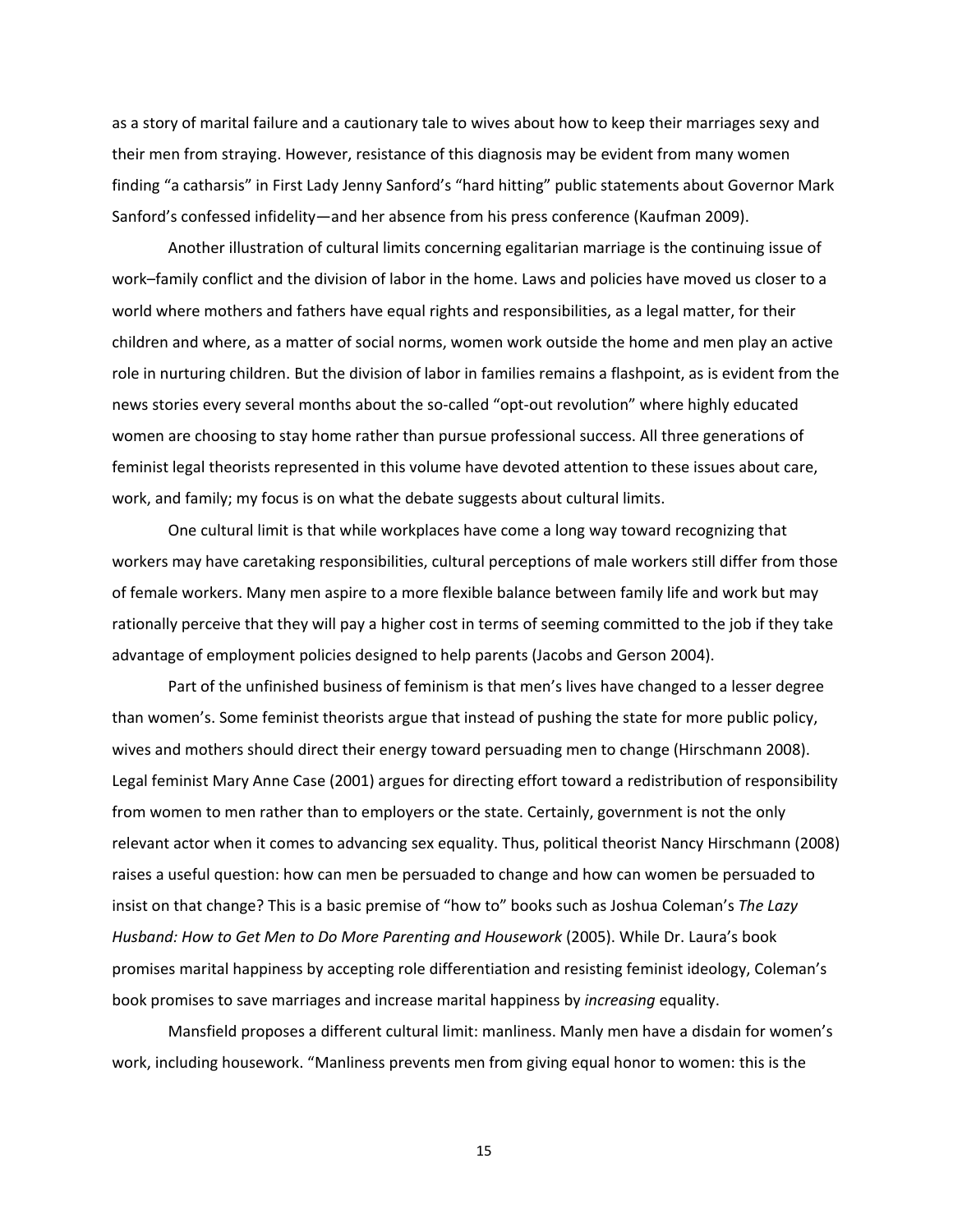as a story of marital failure and a cautionary tale to wives about how to keep their marriages sexy and their men from straying. However, resistance of this diagnosis may be evident from many women finding "a catharsis" in First Lady Jenny Sanford's "hard hitting" public statements about Governor Mark Sanford's confessed infidelity—and her absence from his press conference (Kaufman 2009).

Another illustration of cultural limits concerning egalitarian marriage is the continuing issue of work–family conflict and the division of labor in the home. Laws and policies have moved us closer to a world where mothers and fathers have equal rights and responsibilities, as a legal matter, for their children and where, as a matter of social norms, women work outside the home and men play an active role in nurturing children. But the division of labor in families remains a flashpoint, as is evident from the news stories every several months about the so-called "opt-out revolution" where highly educated women are choosing to stay home rather than pursue professional success. All three generations of feminist legal theorists represented in this volume have devoted attention to these issues about care, work, and family; my focus is on what the debate suggests about cultural limits.

One cultural limit is that while workplaces have come a long way toward recognizing that workers may have caretaking responsibilities, cultural perceptions of male workers still differ from those of female workers. Many men aspire to a more flexible balance between family life and work but may rationally perceive that they will pay a higher cost in terms of seeming committed to the job if they take advantage of employment policies designed to help parents (Jacobs and Gerson 2004).

Part of the unfinished business of feminism is that men's lives have changed to a lesser degree than women's. Some feminist theorists argue that instead of pushing the state for more public policy, wives and mothers should direct their energy toward persuading men to change (Hirschmann 2008). Legal feminist Mary Anne Case (2001) argues for directing effort toward a redistribution of responsibility from women to men rather than to employers or the state. Certainly, government is not the only relevant actor when it comes to advancing sex equality. Thus, political theorist Nancy Hirschmann (2008) raises a useful question: how can men be persuaded to change and how can women be persuaded to insist on that change? This is a basic premise of "how to" books such as Joshua Coleman's *The Lazy Husband: How to Get Men to Do More Parenting and Housework* (2005). While Dr. Laura's book promises marital happiness by accepting role differentiation and resisting feminist ideology, Coleman's book promises to save marriages and increase marital happiness by *increasing* equality.

Mansfield proposes a different cultural limit: manliness. Manly men have a disdain for women's work, including housework. "Manliness prevents men from giving equal honor to women: this is the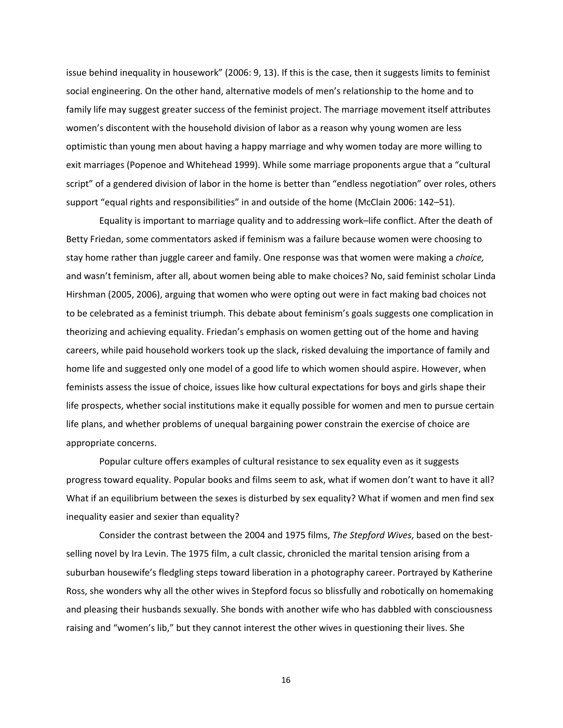issue behind inequality in housework" (2006: 9, 13). If this is the case, then it suggests limits to feminist social engineering. On the other hand, alternative models of men's relationship to the home and to family life may suggest greater success of the feminist project. The marriage movement itself attributes women's discontent with the household division of labor as a reason why young women are less optimistic than young men about having a happy marriage and why women today are more willing to exit marriages (Popenoe and Whitehead 1999). While some marriage proponents argue that a "cultural script" of a gendered division of labor in the home is better than "endless negotiation" over roles, others support "equal rights and responsibilities" in and outside of the home (McClain 2006: 142–51).

Equality is important to marriage quality and to addressing work–life conflict. After the death of Betty Friedan, some commentators asked if feminism was a failure because women were choosing to stay home rather than juggle career and family. One response was that women were making a *choice,* and wasn't feminism, after all, about women being able to make choices? No, said feminist scholar Linda Hirshman (2005, 2006), arguing that women who were opting out were in fact making bad choices not to be celebrated as a feminist triumph. This debate about feminism's goals suggests one complication in theorizing and achieving equality. Friedan's emphasis on women getting out of the home and having careers, while paid household workers took up the slack, risked devaluing the importance of family and home life and suggested only one model of a good life to which women should aspire. However, when feminists assess the issue of choice, issues like how cultural expectations for boys and girls shape their life prospects, whether social institutions make it equally possible for women and men to pursue certain life plans, and whether problems of unequal bargaining power constrain the exercise of choice are appropriate concerns.

Popular culture offers examples of cultural resistance to sex equality even as it suggests progress toward equality. Popular books and films seem to ask, what if women don't want to have it all? What if an equilibrium between the sexes is disturbed by sex equality? What if women and men find sex inequality easier and sexier than equality?

Consider the contrast between the 2004 and 1975 films, *The Stepford Wives*, based on the best-selling novel by Ira Levin. The 1975 film, a cult classic, chronicled the marital tension arising from a suburban housewife's fledgling steps toward liberation in a photography career. Portrayed by Katherine Ross, she wonders why all the other wives in Stepford focus so blissfully and robotically on homemaking and pleasing their husbands sexually. She bonds with another wife who has dabbled with consciousness raising and "women's lib," but they cannot interest the other wives in questioning their lives. She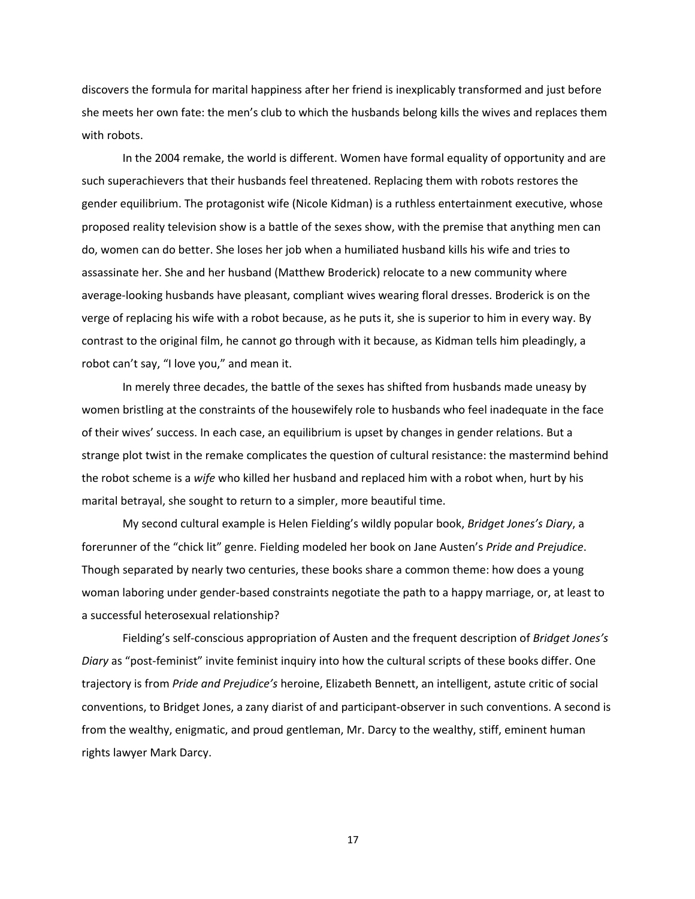discovers the formula for marital happiness after her friend is inexplicably transformed and just before she meets her own fate: the men's club to which the husbands belong kills the wives and replaces them with robots.

In the 2004 remake, the world is different. Women have formal equality of opportunity and are such superachievers that their husbands feel threatened. Replacing them with robots restores the gender equilibrium. The protagonist wife (Nicole Kidman) is a ruthless entertainment executive, whose proposed reality television show is a battle of the sexes show, with the premise that anything men can do, women can do better. She loses her job when a humiliated husband kills his wife and tries to assassinate her. She and her husband (Matthew Broderick) relocate to a new community where average-looking husbands have pleasant, compliant wives wearing floral dresses. Broderick is on the verge of replacing his wife with a robot because, as he puts it, she is superior to him in every way. By contrast to the original film, he cannot go through with it because, as Kidman tells him pleadingly, a robot can't say, "I love you," and mean it.

In merely three decades, the battle of the sexes has shifted from husbands made uneasy by women bristling at the constraints of the housewifely role to husbands who feel inadequate in the face of their wives' success. In each case, an equilibrium is upset by changes in gender relations. But a strange plot twist in the remake complicates the question of cultural resistance: the mastermind behind the robot scheme is a *wife* who killed her husband and replaced him with a robot when, hurt by his marital betrayal, she sought to return to a simpler, more beautiful time.

My second cultural example is Helen Fielding's wildly popular book, *Bridget Jones's Diary*, a forerunner of the "chick lit" genre. Fielding modeled her book on Jane Austen's *Pride and Prejudice*. Though separated by nearly two centuries, these books share a common theme: how does a young woman laboring under gender-based constraints negotiate the path to a happy marriage, or, at least to a successful heterosexual relationship?

Fielding's self-conscious appropriation of Austen and the frequent description of *Bridget Jones's Diary* as "post-feminist" invite feminist inquiry into how the cultural scripts of these books differ. One trajectory is from *Pride and Prejudice's* heroine, Elizabeth Bennett, an intelligent, astute critic of social conventions, to Bridget Jones, a zany diarist of and participant-observer in such conventions. A second is from the wealthy, enigmatic, and proud gentleman, Mr. Darcy to the wealthy, stiff, eminent human rights lawyer Mark Darcy.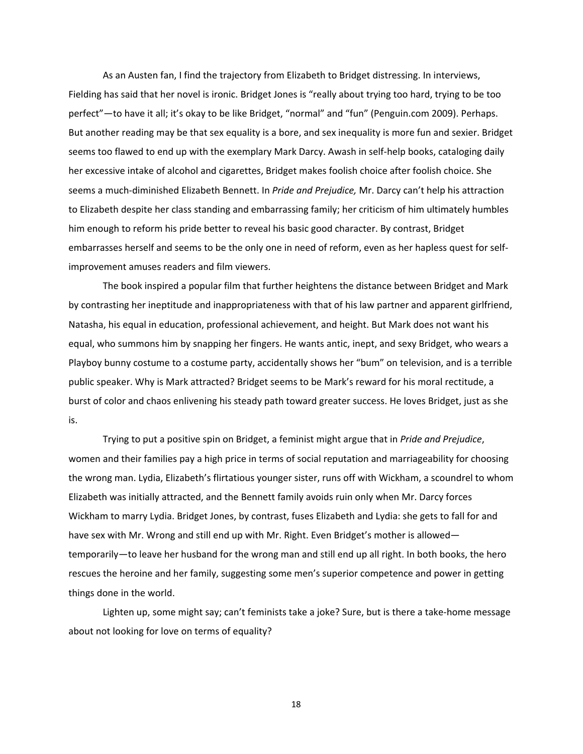As an Austen fan, I find the trajectory from Elizabeth to Bridget distressing. In interviews, Fielding has said that her novel is ironic. Bridget Jones is "really about trying too hard, trying to be too perfect"—to have it all; it's okay to be like Bridget, "normal" and "fun" (Penguin.com 2009). Perhaps. But another reading may be that sex equality is a bore, and sex inequality is more fun and sexier. Bridget seems too flawed to end up with the exemplary Mark Darcy. Awash in self-help books, cataloging daily her excessive intake of alcohol and cigarettes, Bridget makes foolish choice after foolish choice. She seems a much-diminished Elizabeth Bennett. In *Pride and Prejudice,* Mr. Darcy can't help his attraction to Elizabeth despite her class standing and embarrassing family; her criticism of him ultimately humbles him enough to reform his pride better to reveal his basic good character. By contrast, Bridget embarrasses herself and seems to be the only one in need of reform, even as her hapless quest for self-improvement amuses readers and film viewers.

The book inspired a popular film that further heightens the distance between Bridget and Mark by contrasting her ineptitude and inappropriateness with that of his law partner and apparent girlfriend, Natasha, his equal in education, professional achievement, and height. But Mark does not want his equal, who summons him by snapping her fingers. He wants antic, inept, and sexy Bridget, who wears a Playboy bunny costume to a costume party, accidentally shows her "bum" on television, and is a terrible public speaker. Why is Mark attracted? Bridget seems to be Mark's reward for his moral rectitude, a burst of color and chaos enlivening his steady path toward greater success. He loves Bridget, just as she is.

Trying to put a positive spin on Bridget, a feminist might argue that in *Pride and Prejudice*, women and their families pay a high price in terms of social reputation and marriageability for choosing the wrong man. Lydia, Elizabeth's flirtatious younger sister, runs off with Wickham, a scoundrel to whom Elizabeth was initially attracted, and the Bennett family avoids ruin only when Mr. Darcy forces Wickham to marry Lydia. Bridget Jones, by contrast, fuses Elizabeth and Lydia: she gets to fall for and have sex with Mr. Wrong and still end up with Mr. Right. Even Bridget's mother is allowed—temporarily—to leave her husband for the wrong man and still end up all right. In both books, the hero rescues the heroine and her family, suggesting some men's superior competence and power in getting things done in the world.

Lighten up, some might say; can't feminists take a joke? Sure, but is there a take-home message about not looking for love on terms of equality?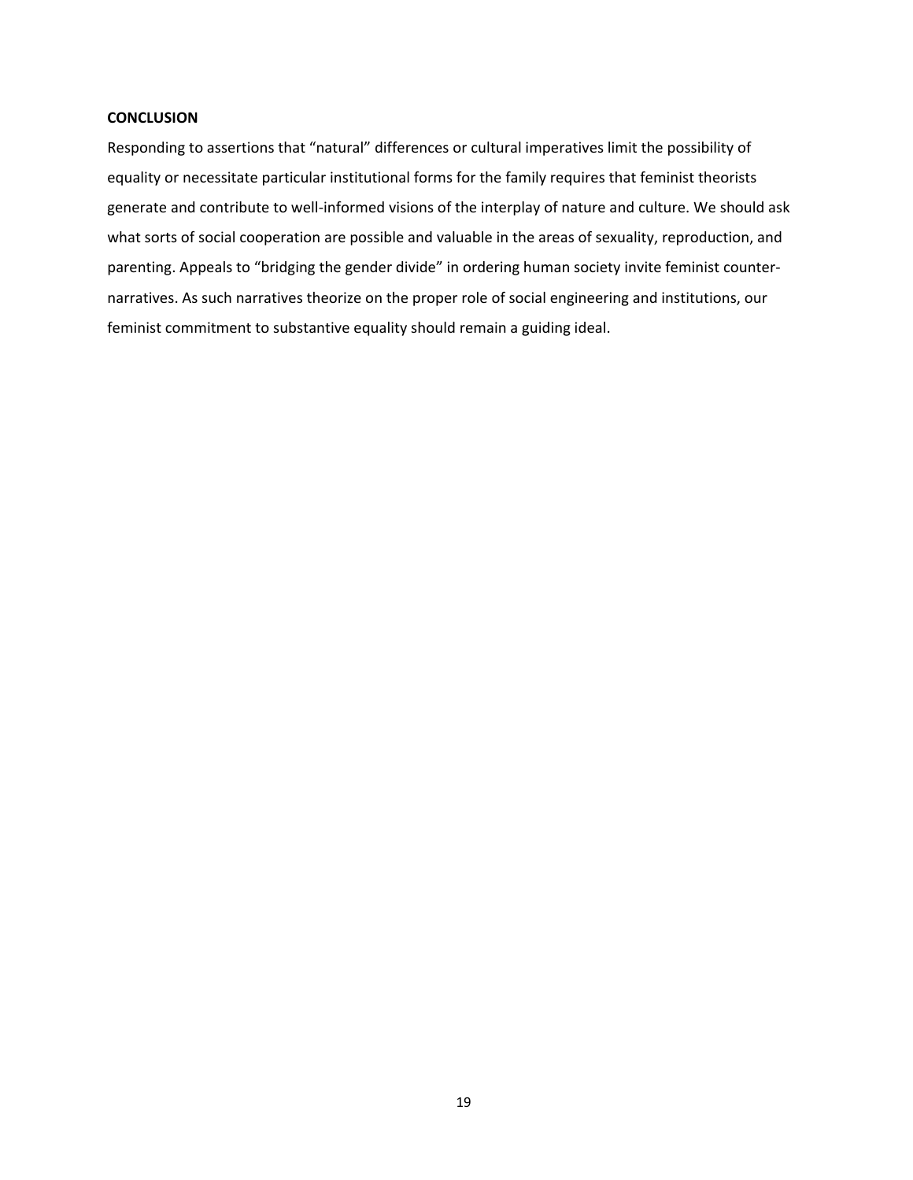**CONCLUSION**

Responding to assertions that "natural" differences or cultural imperatives limit the possibility of equality or necessitate particular institutional forms for the family requires that feminist theorists generate and contribute to well-informed visions of the interplay of nature and culture. We should ask what sorts of social cooperation are possible and valuable in the areas of sexuality, reproduction, and parenting. Appeals to "bridging the gender divide" in ordering human society invite feminist counter-narratives. As such narratives theorize on the proper role of social engineering and institutions, our feminist commitment to substantive equality should remain a guiding ideal.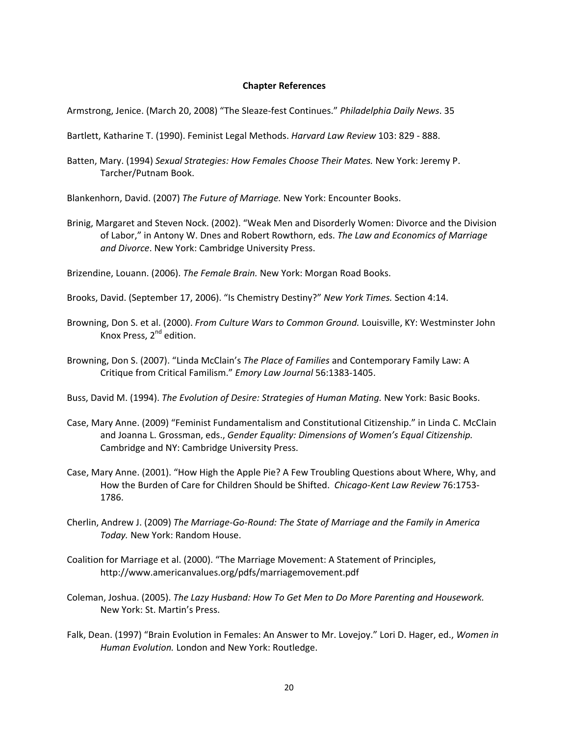**Chapter References**

Armstrong, Jenice. (March 20, 2008) "The Sleaze-fest Continues." *Philadelphia Daily News*. 35

Bartlett, Katharine T. (1990). Feminist Legal Methods. *Harvard Law Review* 103: 829 - 888.

Batten, Mary. (1994) *Sexual Strategies: How Females Choose Their Mates.* New York: Jeremy P. Tarcher/Putnam Book.

Blankenhorn, David. (2007) *The Future of Marriage.* New York: Encounter Books.

Brinig, Margaret and Steven Nock. (2002). "Weak Men and Disorderly Women: Divorce and the Division of Labor," in Antony W. Dnes and Robert Rowthorn, eds. *The Law and Economics of Marriage and Divorce*. New York: Cambridge University Press.

Brizendine, Louann. (2006). *The Female Brain.* New York: Morgan Road Books.

Brooks, David. (September 17, 2006). "Is Chemistry Destiny?" *New York Times.* Section 4:14.

Browning, Don S. et al. (2000). *From Culture Wars to Common Ground.* Louisville, KY: Westminster John Knox Press, 2nd edition.

Browning, Don S. (2007). "Linda McClain's *The Place of Families* and Contemporary Family Law: A Critique from Critical Familism." *Emory Law Journal* 56:1383-1405.

Buss, David M. (1994). *The Evolution of Desire: Strategies of Human Mating.* New York: Basic Books.

Case, Mary Anne. (2009) "Feminist Fundamentalism and Constitutional Citizenship." in Linda C. McClain and Joanna L. Grossman, eds., *Gender Equality: Dimensions of Women's Equal Citizenship.* Cambridge and NY: Cambridge University Press.

Case, Mary Anne. (2001). "How High the Apple Pie? A Few Troubling Questions about Where, Why, and How the Burden of Care for Children Should be Shifted. *Chicago-Kent Law Review* 76:1753-1786.

Cherlin, Andrew J. (2009) *The Marriage-Go-Round: The State of Marriage and the Family in America Today.* New York: Random House.

Coalition for Marriage et al. (2000). "The Marriage Movement: A Statement of Principles, http://www.americanvalues.org/pdfs/marriagemovement.pdf

Coleman, Joshua. (2005). *The Lazy Husband: How To Get Men to Do More Parenting and Housework.* New York: St. Martin's Press.

Falk, Dean. (1997) "Brain Evolution in Females: An Answer to Mr. Lovejoy." Lori D. Hager, ed., *Women in Human Evolution.* London and New York: Routledge.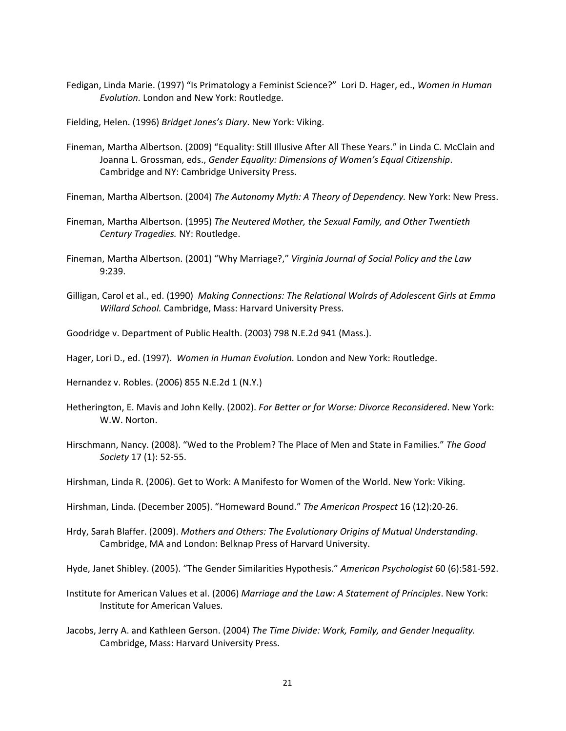Fedigan, Linda Marie. (1997) "Is Primatology a Feminist Science?" Lori D. Hager, ed., *Women in Human Evolution.* London and New York: Routledge.

Fielding, Helen. (1996) *Bridget Jones's Diary*. New York: Viking.

Fineman, Martha Albertson. (2009) "Equality: Still Illusive After All These Years." in Linda C. McClain and Joanna L. Grossman, eds., *Gender Equality: Dimensions of Women's Equal Citizenship*. Cambridge and NY: Cambridge University Press.

Fineman, Martha Albertson. (2004) *The Autonomy Myth: A Theory of Dependency.* New York: New Press.

Fineman, Martha Albertson. (1995) *The Neutered Mother, the Sexual Family, and Other Twentieth Century Tragedies.* NY: Routledge.

Fineman, Martha Albertson. (2001) "Why Marriage?," *Virginia Journal of Social Policy and the Law* 9:239.

Gilligan, Carol et al., ed. (1990) *Making Connections: The Relational Wolrds of Adolescent Girls at Emma Willard School.* Cambridge, Mass: Harvard University Press.

Goodridge v. Department of Public Health. (2003) 798 N.E.2d 941 (Mass.).

Hager, Lori D., ed. (1997). *Women in Human Evolution.* London and New York: Routledge.

Hernandez v. Robles. (2006) 855 N.E.2d 1 (N.Y.)

Hetherington, E. Mavis and John Kelly. (2002). *For Better or for Worse: Divorce Reconsidered*. New York: W.W. Norton.

Hirschmann, Nancy. (2008). "Wed to the Problem? The Place of Men and State in Families." *The Good Society* 17 (1): 52-55.

Hirshman, Linda R. (2006). Get to Work: A Manifesto for Women of the World. New York: Viking.

Hirshman, Linda. (December 2005). "Homeward Bound." *The American Prospect* 16 (12):20-26.

Hrdy, Sarah Blaffer. (2009). *Mothers and Others: The Evolutionary Origins of Mutual Understanding*. Cambridge, MA and London: Belknap Press of Harvard University.

Hyde, Janet Shibley. (2005). "The Gender Similarities Hypothesis." *American Psychologist* 60 (6):581-592.

Institute for American Values et al. (2006) *Marriage and the Law: A Statement of Principles*. New York: Institute for American Values.

Jacobs, Jerry A. and Kathleen Gerson. (2004) *The Time Divide: Work, Family, and Gender Inequality.* Cambridge, Mass: Harvard University Press.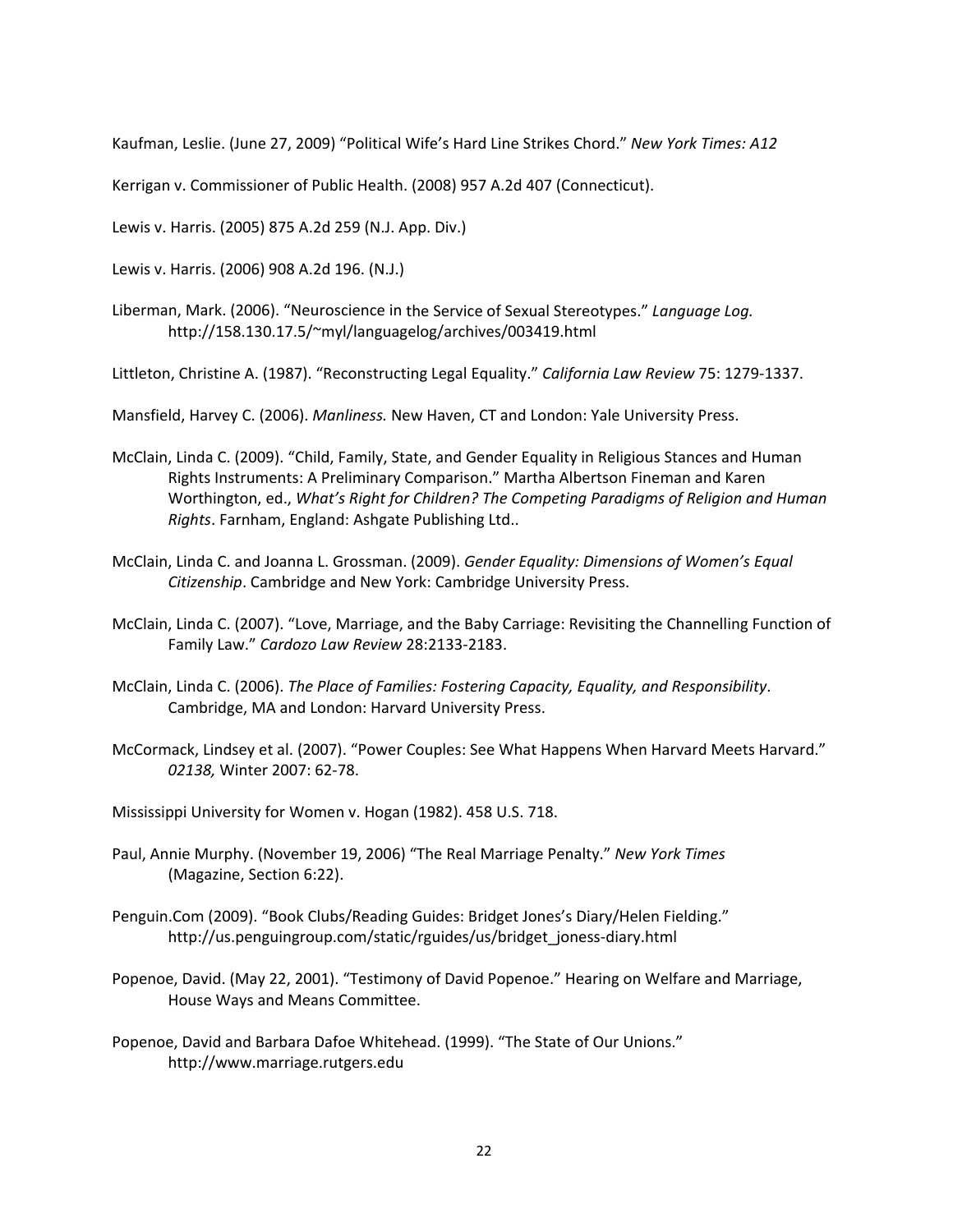Kaufman, Leslie. (June 27, 2009) "Political Wife's Hard Line Strikes Chord." *New York Times: A12*

Kerrigan v. Commissioner of Public Health. (2008) 957 A.2d 407 (Connecticut).

Lewis v. Harris. (2005) 875 A.2d 259 (N.J. App. Div.)

Lewis v. Harris. (2006) 908 A.2d 196. (N.J.)

Liberman, Mark. (2006). "Neuroscience in the Service of Sexual Stereotypes." *Language Log.* http://158.130.17.5/~myl/languagelog/archives/003419.html

Littleton, Christine A. (1987). "Reconstructing Legal Equality." *California Law Review* 75: 1279-1337.

Mansfield, Harvey C. (2006). *Manliness.* New Haven, CT and London: Yale University Press.

McClain, Linda C. (2009). "Child, Family, State, and Gender Equality in Religious Stances and Human Rights Instruments: A Preliminary Comparison." Martha Albertson Fineman and Karen Worthington, ed., *What's Right for Children? The Competing Paradigms of Religion and Human Rights*. Farnham, England: Ashgate Publishing Ltd..

McClain, Linda C. and Joanna L. Grossman. (2009). *Gender Equality: Dimensions of Women's Equal Citizenship*. Cambridge and New York: Cambridge University Press.

McClain, Linda C. (2007). "Love, Marriage, and the Baby Carriage: Revisiting the Channelling Function of Family Law." *Cardozo Law Review* 28:2133-2183.

McClain, Linda C. (2006). *The Place of Families: Fostering Capacity, Equality, and Responsibility*. Cambridge, MA and London: Harvard University Press.

McCormack, Lindsey et al. (2007). "Power Couples: See What Happens When Harvard Meets Harvard." *02138,* Winter 2007: 62-78.

Mississippi University for Women v. Hogan (1982). 458 U.S. 718.

Paul, Annie Murphy. (November 19, 2006) "The Real Marriage Penalty." *New York Times* (Magazine, Section 6:22).

Penguin.Com (2009). "Book Clubs/Reading Guides: Bridget Jones's Diary/Helen Fielding." http://us.penguingroup.com/static/rguides/us/bridget_joness-diary.html

Popenoe, David. (May 22, 2001). "Testimony of David Popenoe." Hearing on Welfare and Marriage, House Ways and Means Committee.

Popenoe, David and Barbara Dafoe Whitehead. (1999). "The State of Our Unions." http://www.marriage.rutgers.edu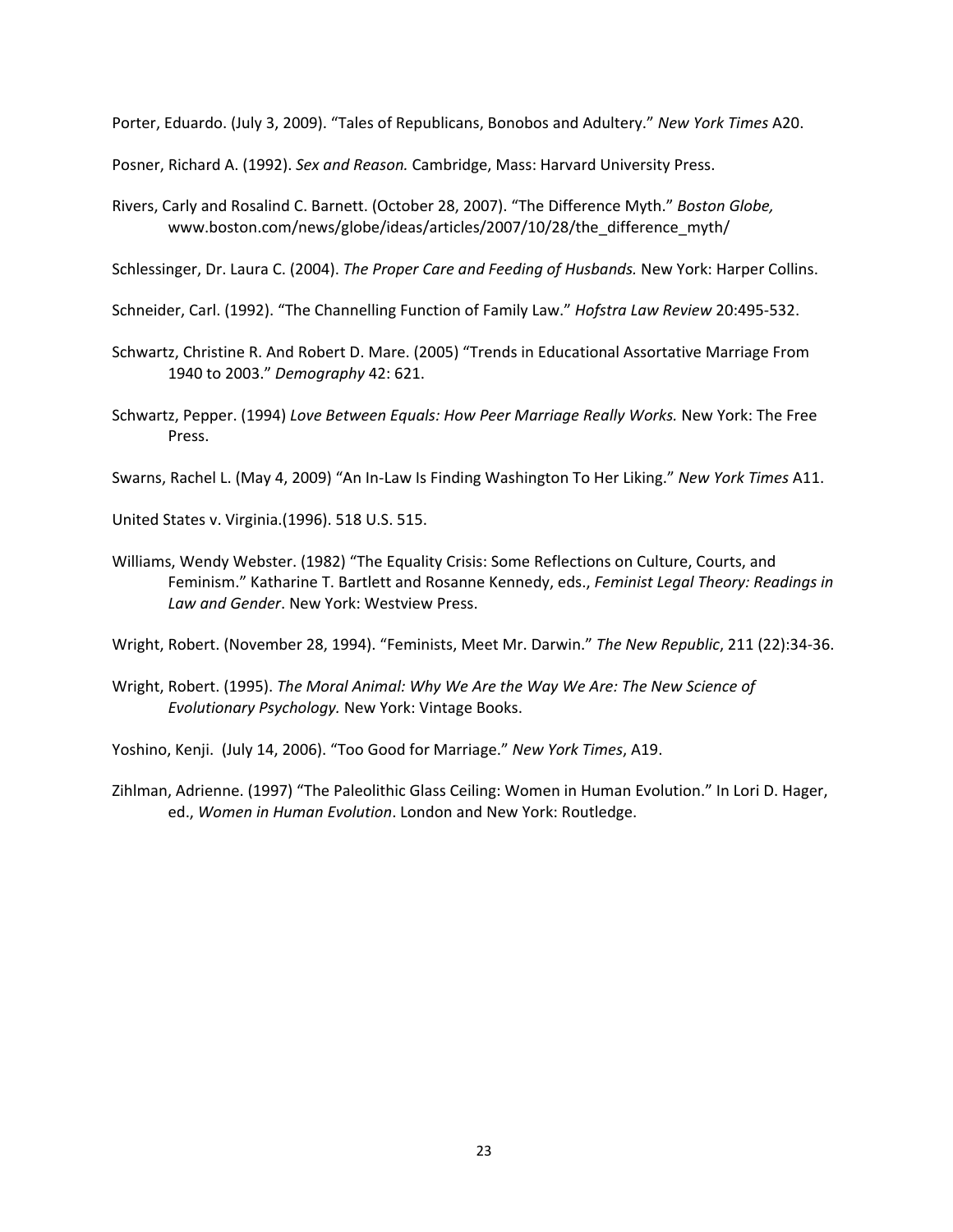Porter, Eduardo. (July 3, 2009). "Tales of Republicans, Bonobos and Adultery." *New York Times* A20.

Posner, Richard A. (1992). *Sex and Reason.* Cambridge, Mass: Harvard University Press.

Rivers, Carly and Rosalind C. Barnett. (October 28, 2007). "The Difference Myth." *Boston Globe,* www.boston.com/news/globe/ideas/articles/2007/10/28/the_difference_myth/

Schlessinger, Dr. Laura C. (2004). *The Proper Care and Feeding of Husbands.* New York: Harper Collins.

Schneider, Carl. (1992). "The Channelling Function of Family Law." *Hofstra Law Review* 20:495-532.

Schwartz, Christine R. And Robert D. Mare. (2005) "Trends in Educational Assortative Marriage From 1940 to 2003." *Demography* 42: 621.

Schwartz, Pepper. (1994) *Love Between Equals: How Peer Marriage Really Works.* New York: The Free Press.

Swarns, Rachel L. (May 4, 2009) "An In-Law Is Finding Washington To Her Liking." *New York Times* A11.

United States v. Virginia.(1996). 518 U.S. 515.

Williams, Wendy Webster. (1982) "The Equality Crisis: Some Reflections on Culture, Courts, and Feminism." Katharine T. Bartlett and Rosanne Kennedy, eds., *Feminist Legal Theory: Readings in Law and Gender*. New York: Westview Press.

Wright, Robert. (November 28, 1994). "Feminists, Meet Mr. Darwin." *The New Republic*, 211 (22):34-36.

Wright, Robert. (1995). *The Moral Animal: Why We Are the Way We Are: The New Science of Evolutionary Psychology.* New York: Vintage Books.

Yoshino, Kenji. (July 14, 2006). "Too Good for Marriage." *New York Times*, A19.

Zihlman, Adrienne. (1997) "The Paleolithic Glass Ceiling: Women in Human Evolution." In Lori D. Hager, ed., *Women in Human Evolution*. London and New York: Routledge.